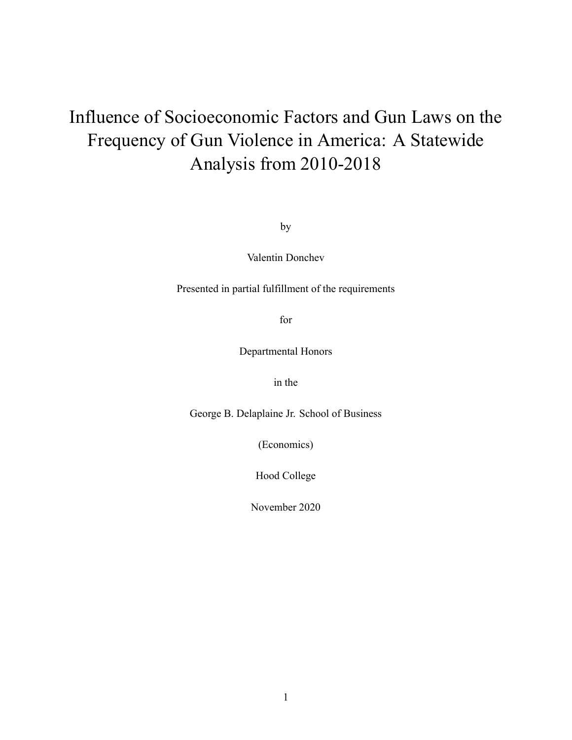# Influence of Socioeconomic Factors and Gun Laws on the Frequency of Gun Violence in America: A Statewide Analysis from 2010-2018

by

Valentin Donchev

Presented in partial fulfillment of the requirements

for

Departmental Honors

in the

George B. Delaplaine Jr. School of Business

(Economics)

Hood College

November 2020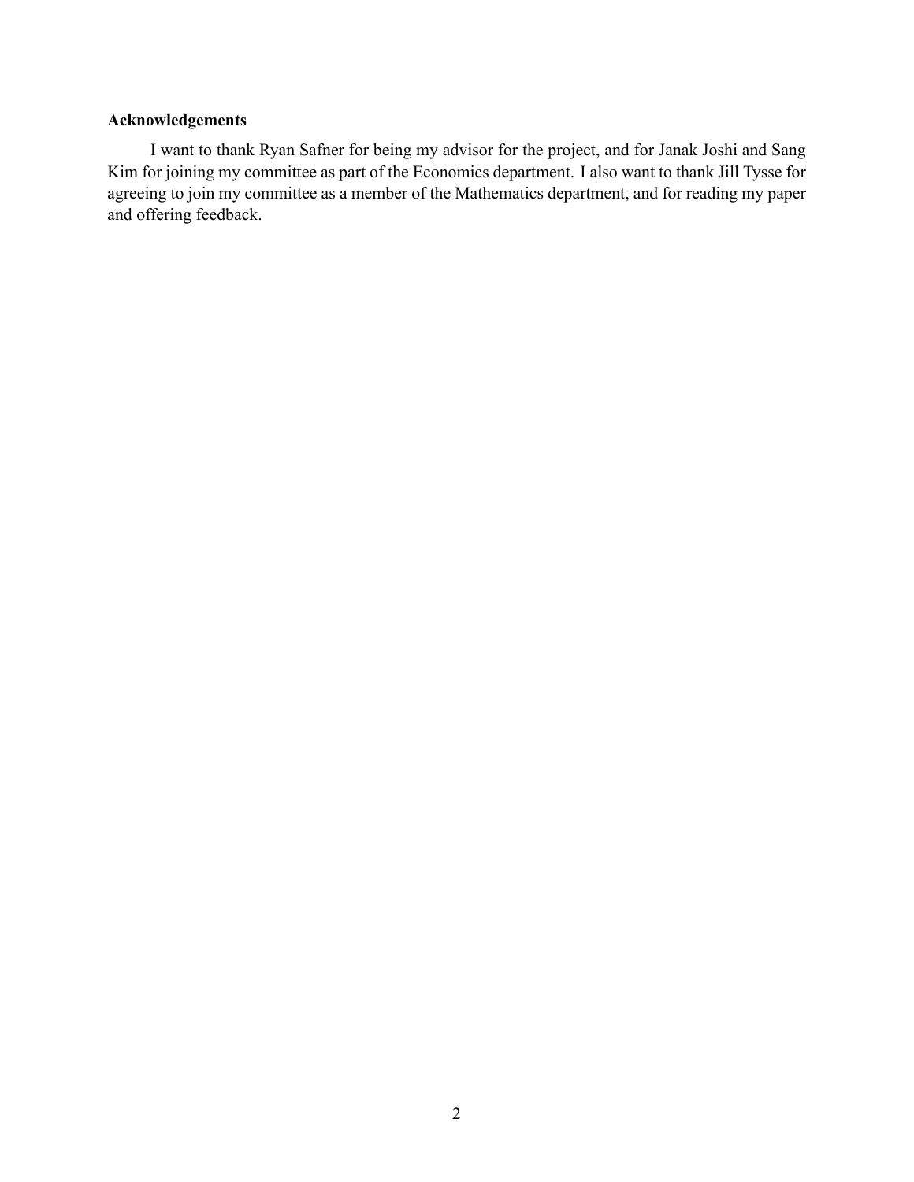**Acknowledgements**

I want to thank Ryan Safner for being my advisor for the project, and for Janak Joshi and Sang Kim for joining my committee as part of the Economics department. I also want to thank Jill Tysse for agreeing to join my committee as a member of the Mathematics department, and for reading my paper and offering feedback.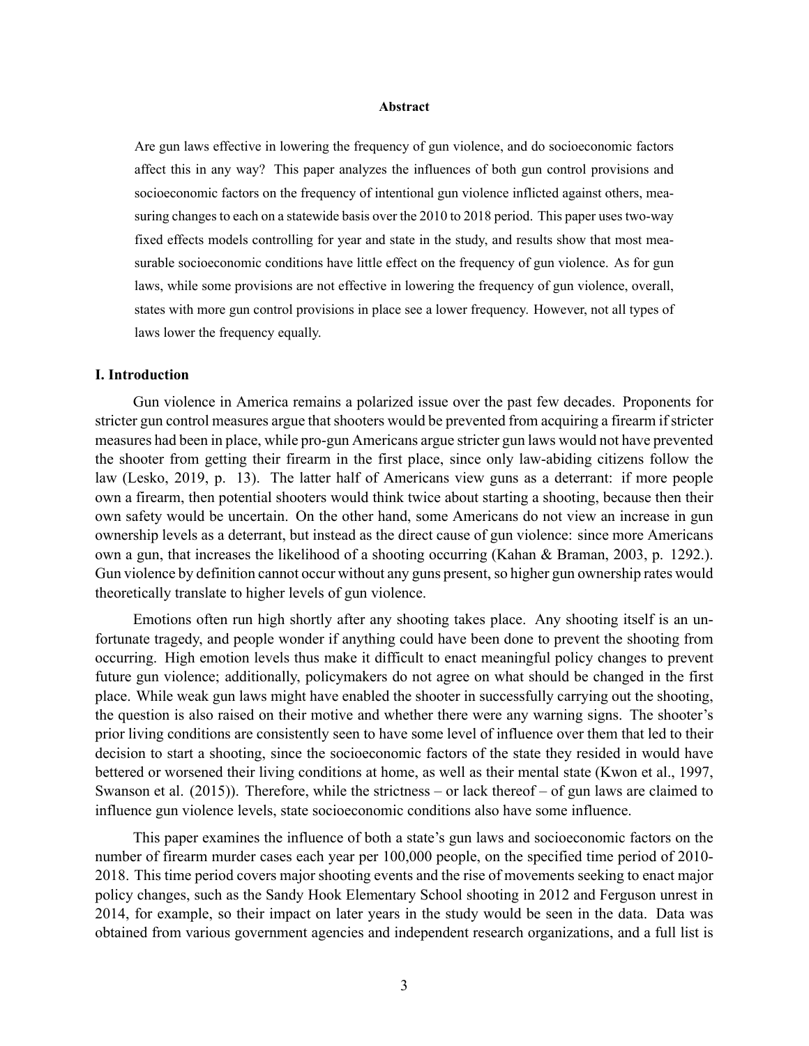**Abstract**

Are gun laws effective in lowering the frequency of gun violence, and do socioeconomic factors affect this in any way? This paper analyzes the influences of both gun control provisions and socioeconomic factors on the frequency of intentional gun violence inflicted against others, measuring changes to each on a statewide basis over the 2010 to 2018 period. This paper uses two-way fixed effects models controlling for year and state in the study, and results show that most measurable socioeconomic conditions have little effect on the frequency of gun violence. As for gun laws, while some provisions are not effective in lowering the frequency of gun violence, overall, states with more gun control provisions in place see a lower frequency. However, not all types of laws lower the frequency equally.

## I. Introduction

Gun violence in America remains a polarized issue over the past few decades. Proponents for stricter gun control measures argue that shooters would be prevented from acquiring a firearm if stricter measures had been in place, while pro-gun Americans argue stricter gun laws would not have prevented the shooter from getting their firearm in the first place, since only law-abiding citizens follow the law (Lesko, 2019, p. 13). The latter half of Americans view guns as a deterrant: if more people own a firearm, then potential shooters would think twice about starting a shooting, because then their own safety would be uncertain. On the other hand, some Americans do not view an increase in gun ownership levels as a deterrant, but instead as the direct cause of gun violence: since more Americans own a gun, that increases the likelihood of a shooting occurring (Kahan & Braman, 2003, p. 1292.). Gun violence by definition cannot occur without any guns present, so higher gun ownership rates would theoretically translate to higher levels of gun violence.

Emotions often run high shortly after any shooting takes place. Any shooting itself is an unfortunate tragedy, and people wonder if anything could have been done to prevent the shooting from occurring. High emotion levels thus make it difficult to enact meaningful policy changes to prevent future gun violence; additionally, policymakers do not agree on what should be changed in the first place. While weak gun laws might have enabled the shooter in successfully carrying out the shooting, the question is also raised on their motive and whether there were any warning signs. The shooter's prior living conditions are consistently seen to have some level of influence over them that led to their decision to start a shooting, since the socioeconomic factors of the state they resided in would have bettered or worsened their living conditions at home, as well as their mental state (Kwon et al., 1997, Swanson et al. (2015)). Therefore, while the strictness – or lack thereof – of gun laws are claimed to influence gun violence levels, state socioeconomic conditions also have some influence.

This paper examines the influence of both a state's gun laws and socioeconomic factors on the number of firearm murder cases each year per 100,000 people, on the specified time period of 2010-2018. This time period covers major shooting events and the rise of movements seeking to enact major policy changes, such as the Sandy Hook Elementary School shooting in 2012 and Ferguson unrest in 2014, for example, so their impact on later years in the study would be seen in the data. Data was obtained from various government agencies and independent research organizations, and a full list is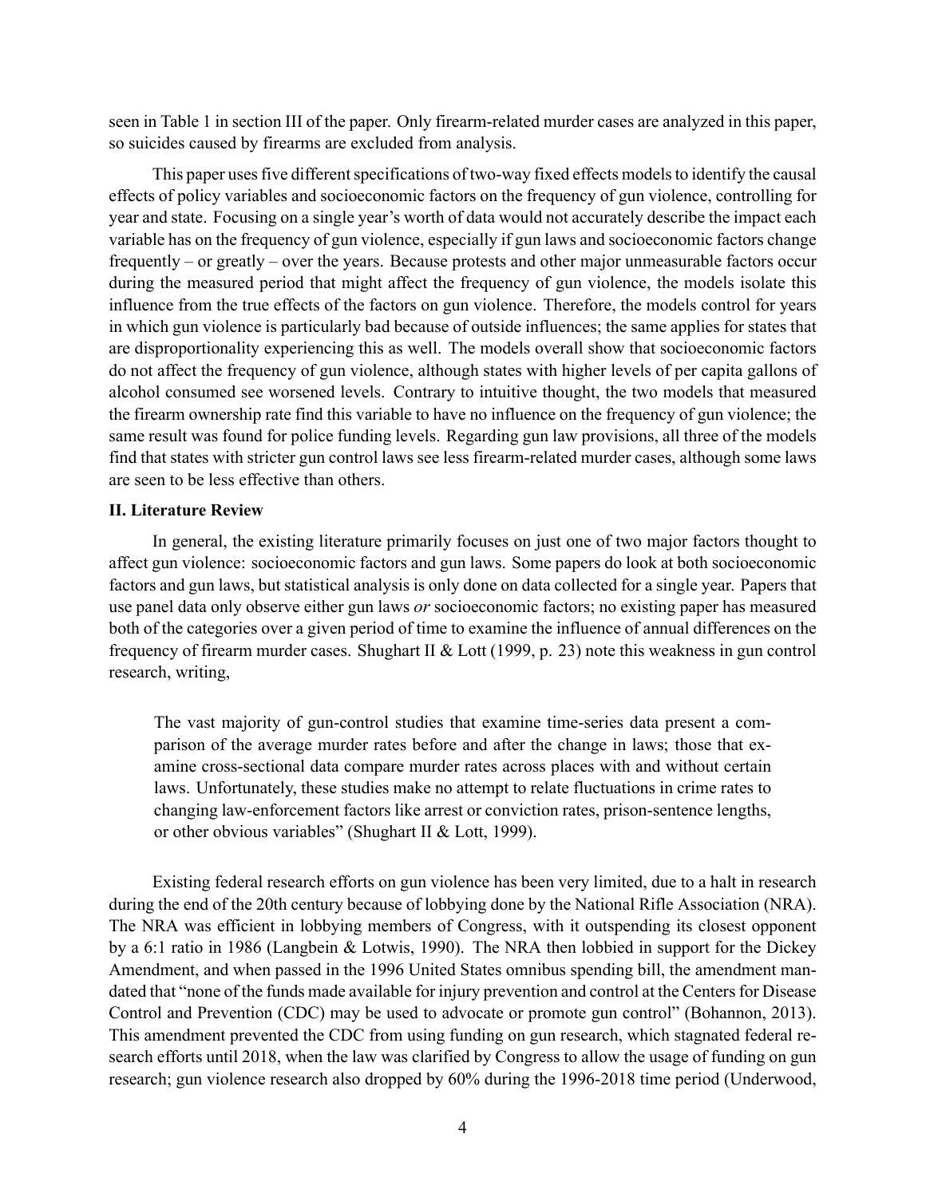seen in Table 1 in section III of the paper. Only firearm-related murder cases are analyzed in this paper, so suicides caused by firearms are excluded from analysis.

This paper uses five different specifications of two-way fixed effects models to identify the causal effects of policy variables and socioeconomic factors on the frequency of gun violence, controlling for year and state. Focusing on a single year's worth of data would not accurately describe the impact each variable has on the frequency of gun violence, especially if gun laws and socioeconomic factors change frequently – or greatly – over the years. Because protests and other major unmeasurable factors occur during the measured period that might affect the frequency of gun violence, the models isolate this influence from the true effects of the factors on gun violence. Therefore, the models control for years in which gun violence is particularly bad because of outside influences; the same applies for states that are disproportionality experiencing this as well. The models overall show that socioeconomic factors do not affect the frequency of gun violence, although states with higher levels of per capita gallons of alcohol consumed see worsened levels. Contrary to intuitive thought, the two models that measured the firearm ownership rate find this variable to have no influence on the frequency of gun violence; the same result was found for police funding levels. Regarding gun law provisions, all three of the models find that states with stricter gun control laws see less firearm-related murder cases, although some laws are seen to be less effective than others.

**II. Literature Review**

In general, the existing literature primarily focuses on just one of two major factors thought to affect gun violence: socioeconomic factors and gun laws. Some papers do look at both socioeconomic factors and gun laws, but statistical analysis is only done on data collected for a single year. Papers that use panel data only observe either gun laws *or* socioeconomic factors; no existing paper has measured both of the categories over a given period of time to examine the influence of annual differences on the frequency of firearm murder cases. Shughart II & Lott (1999, p. 23) note this weakness in gun control research, writing,

> The vast majority of gun-control studies that examine time-series data present a comparison of the average murder rates before and after the change in laws; those that examine cross-sectional data compare murder rates across places with and without certain laws. Unfortunately, these studies make no attempt to relate fluctuations in crime rates to changing law-enforcement factors like arrest or conviction rates, prison-sentence lengths, or other obvious variables" (Shughart II & Lott, 1999).

Existing federal research efforts on gun violence has been very limited, due to a halt in research during the end of the 20th century because of lobbying done by the National Rifle Association (NRA). The NRA was efficient in lobbying members of Congress, with it outspending its closest opponent by a 6:1 ratio in 1986 (Langbein & Lotwis, 1990). The NRA then lobbied in support for the Dickey Amendment, and when passed in the 1996 United States omnibus spending bill, the amendment mandated that "none of the funds made available for injury prevention and control at the Centers for Disease Control and Prevention (CDC) may be used to advocate or promote gun control" (Bohannon, 2013). This amendment prevented the CDC from using funding on gun research, which stagnated federal research efforts until 2018, when the law was clarified by Congress to allow the usage of funding on gun research; gun violence research also dropped by 60% during the 1996-2018 time period (Underwood,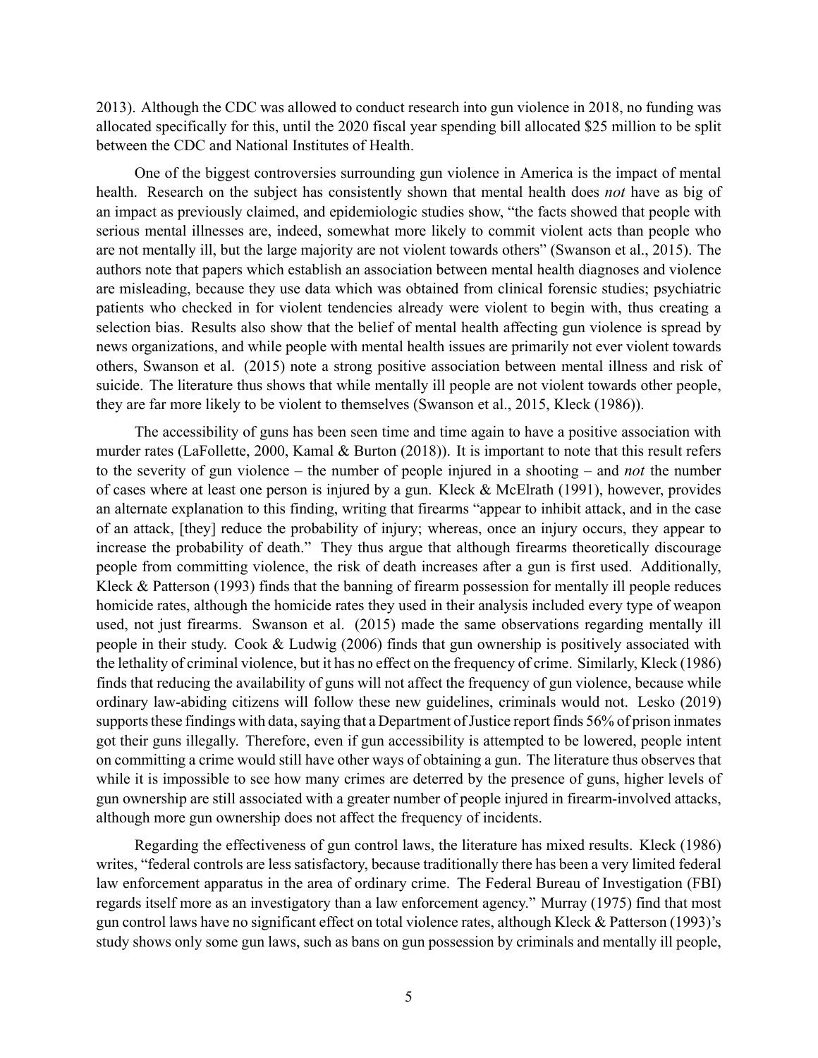2013). Although the CDC was allowed to conduct research into gun violence in 2018, no funding was allocated specifically for this, until the 2020 fiscal year spending bill allocated $25 million to be split between the CDC and National Institutes of Health.

One of the biggest controversies surrounding gun violence in America is the impact of mental health. Research on the subject has consistently shown that mental health does *not* have as big of an impact as previously claimed, and epidemiologic studies show, "the facts showed that people with serious mental illnesses are, indeed, somewhat more likely to commit violent acts than people who are not mentally ill, but the large majority are not violent towards others" (Swanson et al., 2015). The authors note that papers which establish an association between mental health diagnoses and violence are misleading, because they use data which was obtained from clinical forensic studies; psychiatric patients who checked in for violent tendencies already were violent to begin with, thus creating a selection bias. Results also show that the belief of mental health affecting gun violence is spread by news organizations, and while people with mental health issues are primarily not ever violent towards others, Swanson et al. (2015) note a strong positive association between mental illness and risk of suicide. The literature thus shows that while mentally ill people are not violent towards other people, they are far more likely to be violent to themselves (Swanson et al., 2015, Kleck (1986)).

The accessibility of guns has been seen time and time again to have a positive association with murder rates (LaFollette, 2000, Kamal & Burton (2018)). It is important to note that this result refers to the severity of gun violence – the number of people injured in a shooting – and *not* the number of cases where at least one person is injured by a gun. Kleck & McElrath (1991), however, provides an alternate explanation to this finding, writing that firearms "appear to inhibit attack, and in the case of an attack, [they] reduce the probability of injury; whereas, once an injury occurs, they appear to increase the probability of death." They thus argue that although firearms theoretically discourage people from committing violence, the risk of death increases after a gun is first used. Additionally, Kleck & Patterson (1993) finds that the banning of firearm possession for mentally ill people reduces homicide rates, although the homicide rates they used in their analysis included every type of weapon used, not just firearms. Swanson et al. (2015) made the same observations regarding mentally ill people in their study. Cook & Ludwig (2006) finds that gun ownership is positively associated with the lethality of criminal violence, but it has no effect on the frequency of crime. Similarly, Kleck (1986) finds that reducing the availability of guns will not affect the frequency of gun violence, because while ordinary law-abiding citizens will follow these new guidelines, criminals would not. Lesko (2019) supports these findings with data, saying that a Department of Justice report finds 56% of prison inmates got their guns illegally. Therefore, even if gun accessibility is attempted to be lowered, people intent on committing a crime would still have other ways of obtaining a gun. The literature thus observes that while it is impossible to see how many crimes are deterred by the presence of guns, higher levels of gun ownership are still associated with a greater number of people injured in firearm-involved attacks, although more gun ownership does not affect the frequency of incidents.

Regarding the effectiveness of gun control laws, the literature has mixed results. Kleck (1986) writes, "federal controls are less satisfactory, because traditionally there has been a very limited federal law enforcement apparatus in the area of ordinary crime. The Federal Bureau of Investigation (FBI) regards itself more as an investigatory than a law enforcement agency." Murray (1975) find that most gun control laws have no significant effect on total violence rates, although Kleck & Patterson (1993)'s study shows only some gun laws, such as bans on gun possession by criminals and mentally ill people,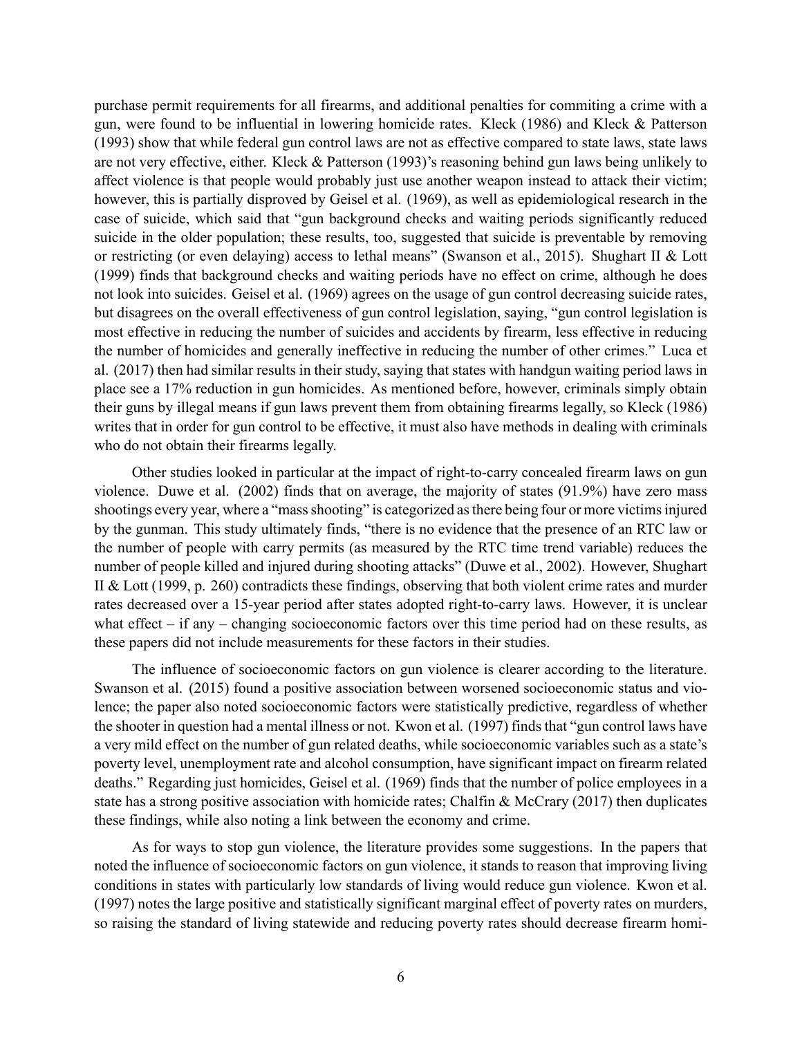purchase permit requirements for all firearms, and additional penalties for commiting a crime with a gun, were found to be influential in lowering homicide rates. Kleck (1986) and Kleck & Patterson (1993) show that while federal gun control laws are not as effective compared to state laws, state laws are not very effective, either. Kleck & Patterson (1993)'s reasoning behind gun laws being unlikely to affect violence is that people would probably just use another weapon instead to attack their victim; however, this is partially disproved by Geisel et al. (1969), as well as epidemiological research in the case of suicide, which said that "gun background checks and waiting periods significantly reduced suicide in the older population; these results, too, suggested that suicide is preventable by removing or restricting (or even delaying) access to lethal means" (Swanson et al., 2015). Shughart II & Lott (1999) finds that background checks and waiting periods have no effect on crime, although he does not look into suicides. Geisel et al. (1969) agrees on the usage of gun control decreasing suicide rates, but disagrees on the overall effectiveness of gun control legislation, saying, "gun control legislation is most effective in reducing the number of suicides and accidents by firearm, less effective in reducing the number of homicides and generally ineffective in reducing the number of other crimes." Luca et al. (2017) then had similar results in their study, saying that states with handgun waiting period laws in place see a 17% reduction in gun homicides. As mentioned before, however, criminals simply obtain their guns by illegal means if gun laws prevent them from obtaining firearms legally, so Kleck (1986) writes that in order for gun control to be effective, it must also have methods in dealing with criminals who do not obtain their firearms legally.

Other studies looked in particular at the impact of right-to-carry concealed firearm laws on gun violence. Duwe et al. (2002) finds that on average, the majority of states (91.9%) have zero mass shootings every year, where a "mass shooting" is categorized as there being four or more victims injured by the gunman. This study ultimately finds, "there is no evidence that the presence of an RTC law or the number of people with carry permits (as measured by the RTC time trend variable) reduces the number of people killed and injured during shooting attacks" (Duwe et al., 2002). However, Shughart II & Lott (1999, p. 260) contradicts these findings, observing that both violent crime rates and murder rates decreased over a 15-year period after states adopted right-to-carry laws. However, it is unclear what effect – if any – changing socioeconomic factors over this time period had on these results, as these papers did not include measurements for these factors in their studies.

The influence of socioeconomic factors on gun violence is clearer according to the literature. Swanson et al. (2015) found a positive association between worsened socioeconomic status and violence; the paper also noted socioeconomic factors were statistically predictive, regardless of whether the shooter in question had a mental illness or not. Kwon et al. (1997) finds that "gun control laws have a very mild effect on the number of gun related deaths, while socioeconomic variables such as a state's poverty level, unemployment rate and alcohol consumption, have significant impact on firearm related deaths." Regarding just homicides, Geisel et al. (1969) finds that the number of police employees in a state has a strong positive association with homicide rates; Chalfin & McCrary (2017) then duplicates these findings, while also noting a link between the economy and crime.

As for ways to stop gun violence, the literature provides some suggestions. In the papers that noted the influence of socioeconomic factors on gun violence, it stands to reason that improving living conditions in states with particularly low standards of living would reduce gun violence. Kwon et al. (1997) notes the large positive and statistically significant marginal effect of poverty rates on murders, so raising the standard of living statewide and reducing poverty rates should decrease firearm homi-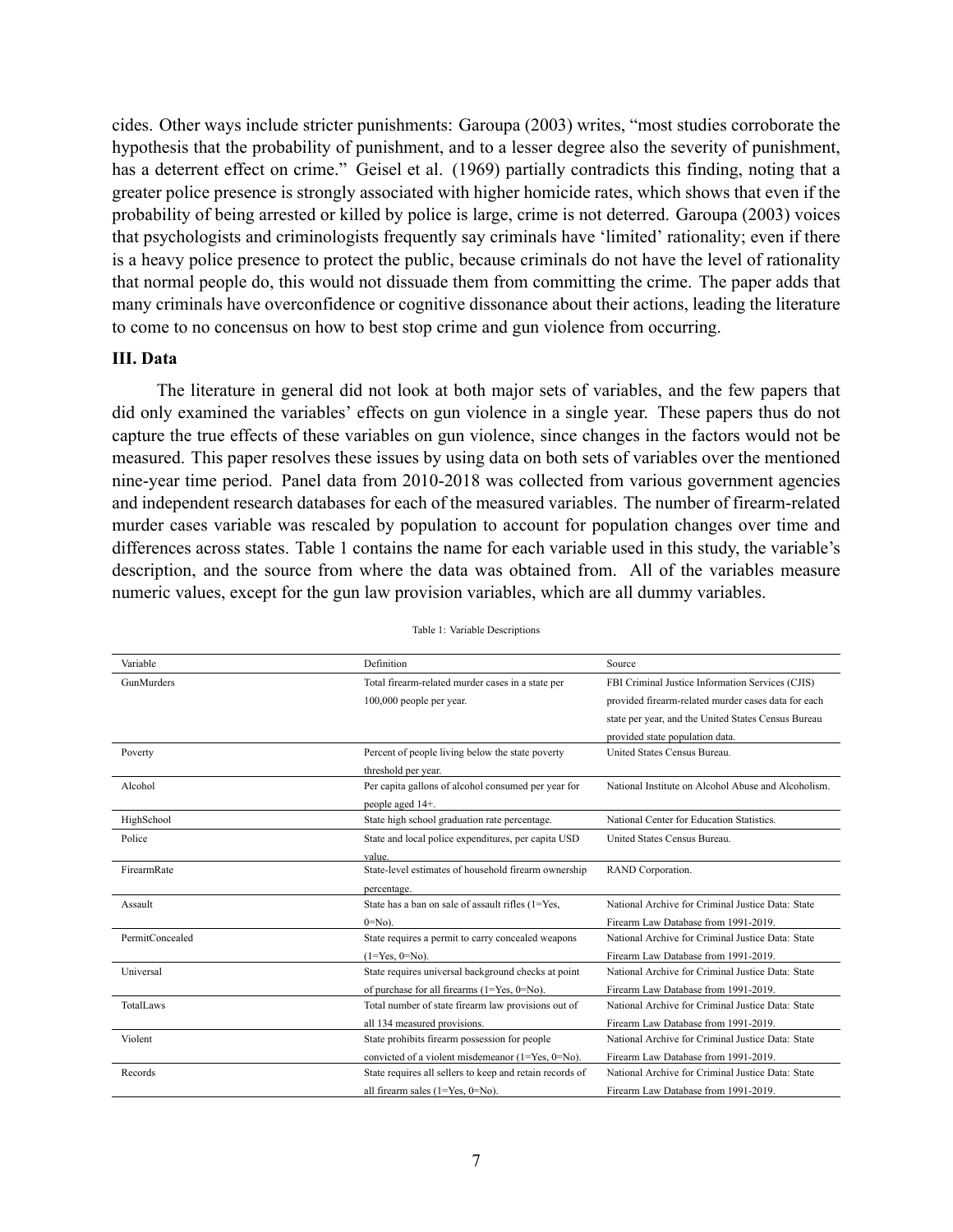cides. Other ways include stricter punishments: Garoupa (2003) writes, "most studies corroborate the hypothesis that the probability of punishment, and to a lesser degree also the severity of punishment, has a deterrent effect on crime." Geisel et al. (1969) partially contradicts this finding, noting that a greater police presence is strongly associated with higher homicide rates, which shows that even if the probability of being arrested or killed by police is large, crime is not deterred. Garoupa (2003) voices that psychologists and criminologists frequently say criminals have 'limited' rationality; even if there is a heavy police presence to protect the public, because criminals do not have the level of rationality that normal people do, this would not dissuade them from committing the crime. The paper adds that many criminals have overconfidence or cognitive dissonance about their actions, leading the literature to come to no concensus on how to best stop crime and gun violence from occurring.

### III. Data

The literature in general did not look at both major sets of variables, and the few papers that did only examined the variables' effects on gun violence in a single year. These papers thus do not capture the true effects of these variables on gun violence, since changes in the factors would not be measured. This paper resolves these issues by using data on both sets of variables over the mentioned nine-year time period. Panel data from 2010-2018 was collected from various government agencies and independent research databases for each of the measured variables. The number of firearm-related murder cases variable was rescaled by population to account for population changes over time and differences across states. Table 1 contains the name for each variable used in this study, the variable's description, and the source from where the data was obtained from. All of the variables measure numeric values, except for the gun law provision variables, which are all dummy variables.

Table 1: Variable Descriptions

| Variable | Definition | Source |
|---|---|---|
| GunMurders | Total firearm-related murder cases in a state per 100,000 people per year. | FBI Criminal Justice Information Services (CJIS) provided firearm-related murder cases data for each state per year, and the United States Census Bureau provided state population data. |
| Poverty | Percent of people living below the state poverty threshold per year. | United States Census Bureau. |
| Alcohol | Per capita gallons of alcohol consumed per year for people aged 14+. | National Institute on Alcohol Abuse and Alcoholism. |
| HighSchool | State high school graduation rate percentage. | National Center for Education Statistics. |
| Police | State and local police expenditures, per capita USD value. | United States Census Bureau. |
| FirearmRate | State-level estimates of household firearm ownership percentage. | RAND Corporation. |
| Assault | State has a ban on sale of assault rifles (1=Yes, 0=No). | National Archive for Criminal Justice Data: State Firearm Law Database from 1991-2019. |
| PermitConcealed | State requires a permit to carry concealed weapons (1=Yes, 0=No). | National Archive for Criminal Justice Data: State Firearm Law Database from 1991-2019. |
| Universal | State requires universal background checks at point of purchase for all firearms (1=Yes, 0=No). | National Archive for Criminal Justice Data: State Firearm Law Database from 1991-2019. |
| TotalLaws | Total number of state firearm law provisions out of all 134 measured provisions. | National Archive for Criminal Justice Data: State Firearm Law Database from 1991-2019. |
| Violent | State prohibits firearm possession for people convicted of a violent misdemeanor (1=Yes, 0=No). | National Archive for Criminal Justice Data: State Firearm Law Database from 1991-2019. |
| Records | State requires all sellers to keep and retain records of all firearm sales (1=Yes, 0=No). | National Archive for Criminal Justice Data: State Firearm Law Database from 1991-2019. |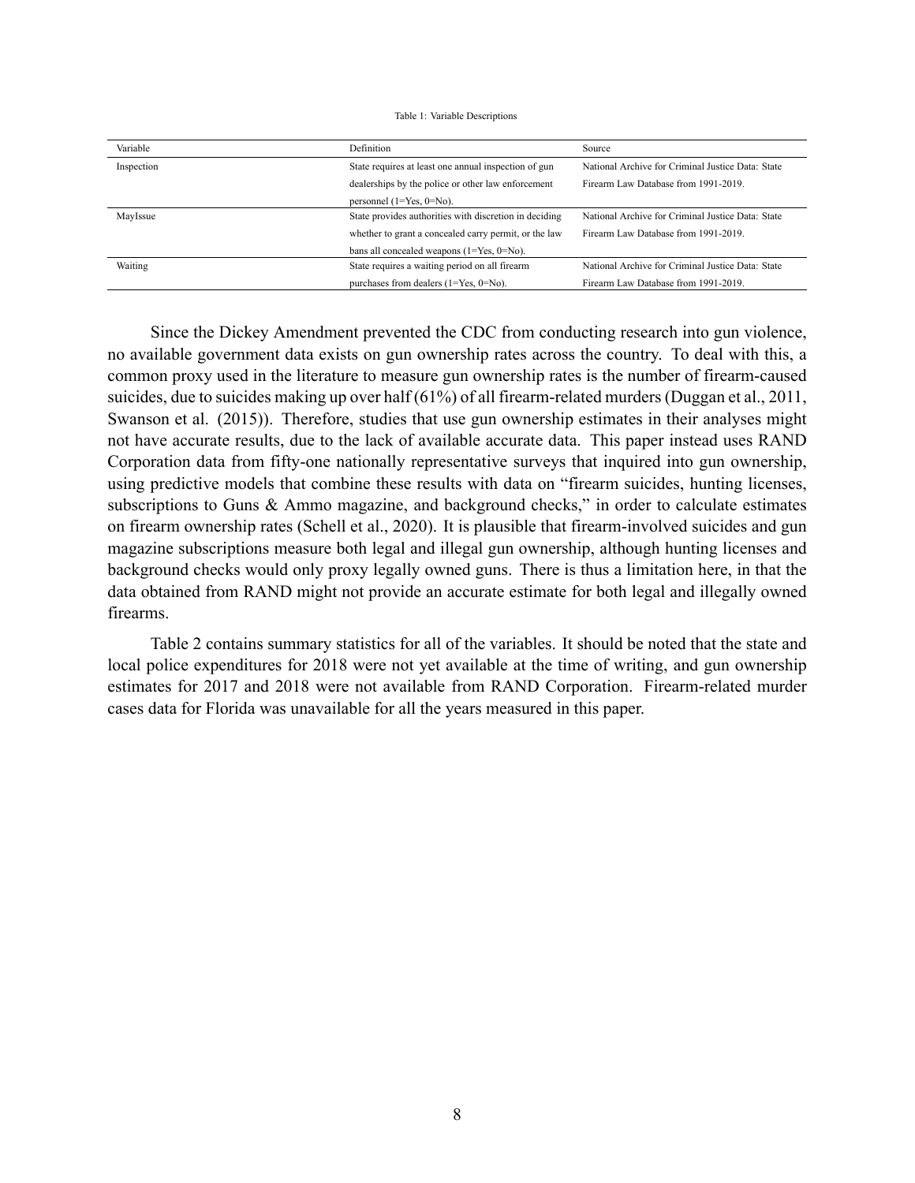Table 1: Variable Descriptions

| Variable | Definition | Source |
|---|---|---|
| Inspection | State requires at least one annual inspection of gun dealerships by the police or other law enforcement personnel (1=Yes, 0=No). | National Archive for Criminal Justice Data: State Firearm Law Database from 1991-2019. |
| MayIssue | State provides authorities with discretion in deciding whether to grant a concealed carry permit, or the law bans all concealed weapons (1=Yes, 0=No). | National Archive for Criminal Justice Data: State Firearm Law Database from 1991-2019. |
| Waiting | State requires a waiting period on all firearm purchases from dealers (1=Yes, 0=No). | National Archive for Criminal Justice Data: State Firearm Law Database from 1991-2019. |

Since the Dickey Amendment prevented the CDC from conducting research into gun violence, no available government data exists on gun ownership rates across the country. To deal with this, a common proxy used in the literature to measure gun ownership rates is the number of firearm-caused suicides, due to suicides making up over half (61%) of all firearm-related murders (Duggan et al., 2011, Swanson et al. (2015)). Therefore, studies that use gun ownership estimates in their analyses might not have accurate results, due to the lack of available accurate data. This paper instead uses RAND Corporation data from fifty-one nationally representative surveys that inquired into gun ownership, using predictive models that combine these results with data on "firearm suicides, hunting licenses, subscriptions to Guns & Ammo magazine, and background checks," in order to calculate estimates on firearm ownership rates (Schell et al., 2020). It is plausible that firearm-involved suicides and gun magazine subscriptions measure both legal and illegal gun ownership, although hunting licenses and background checks would only proxy legally owned guns. There is thus a limitation here, in that the data obtained from RAND might not provide an accurate estimate for both legal and illegally owned firearms.

Table 2 contains summary statistics for all of the variables. It should be noted that the state and local police expenditures for 2018 were not yet available at the time of writing, and gun ownership estimates for 2017 and 2018 were not available from RAND Corporation. Firearm-related murder cases data for Florida was unavailable for all the years measured in this paper.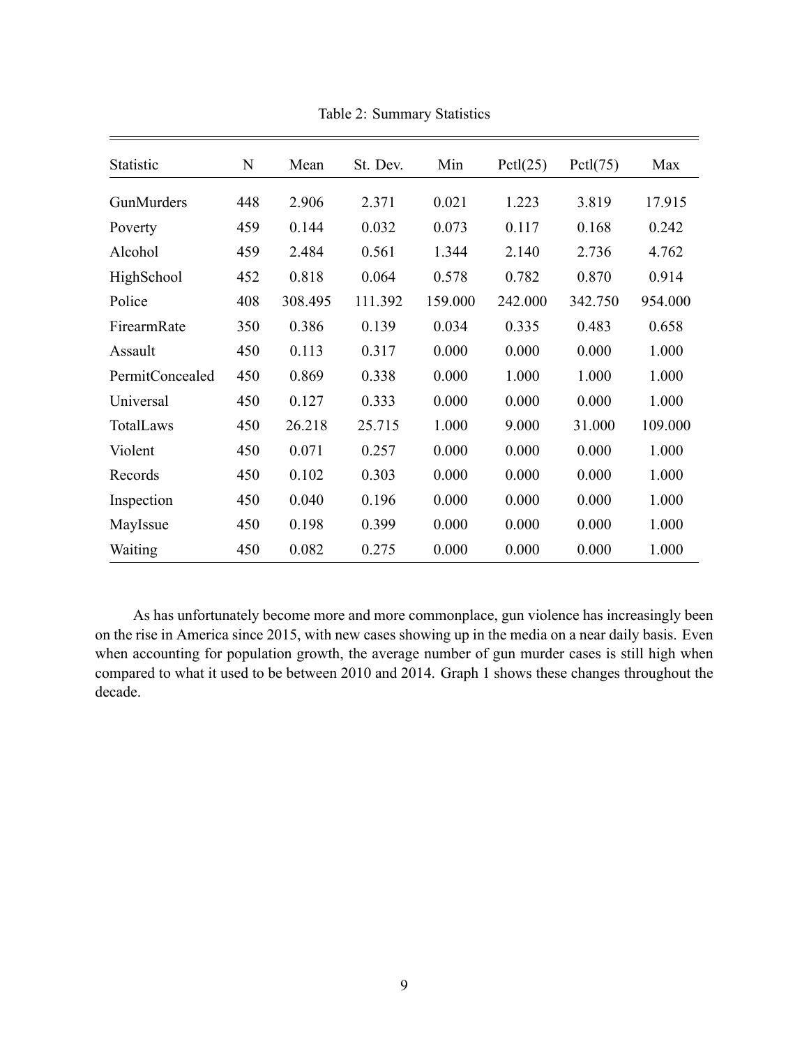Table 2: Summary Statistics

| Statistic | N | Mean | St. Dev. | Min | Pctl(25) | Pctl(75) | Max |
|---|---|---|---|---|---|---|---|
| GunMurders | 448 | 2.906 | 2.371 | 0.021 | 1.223 | 3.819 | 17.915 |
| Poverty | 459 | 0.144 | 0.032 | 0.073 | 0.117 | 0.168 | 0.242 |
| Alcohol | 459 | 2.484 | 0.561 | 1.344 | 2.140 | 2.736 | 4.762 |
| HighSchool | 452 | 0.818 | 0.064 | 0.578 | 0.782 | 0.870 | 0.914 |
| Police | 408 | 308.495 | 111.392 | 159.000 | 242.000 | 342.750 | 954.000 |
| FirearmRate | 350 | 0.386 | 0.139 | 0.034 | 0.335 | 0.483 | 0.658 |
| Assault | 450 | 0.113 | 0.317 | 0.000 | 0.000 | 0.000 | 1.000 |
| PermitConcealed | 450 | 0.869 | 0.338 | 0.000 | 1.000 | 1.000 | 1.000 |
| Universal | 450 | 0.127 | 0.333 | 0.000 | 0.000 | 0.000 | 1.000 |
| TotalLaws | 450 | 26.218 | 25.715 | 1.000 | 9.000 | 31.000 | 109.000 |
| Violent | 450 | 0.071 | 0.257 | 0.000 | 0.000 | 0.000 | 1.000 |
| Records | 450 | 0.102 | 0.303 | 0.000 | 0.000 | 0.000 | 1.000 |
| Inspection | 450 | 0.040 | 0.196 | 0.000 | 0.000 | 0.000 | 1.000 |
| MayIssue | 450 | 0.198 | 0.399 | 0.000 | 0.000 | 0.000 | 1.000 |
| Waiting | 450 | 0.082 | 0.275 | 0.000 | 0.000 | 0.000 | 1.000 |

As has unfortunately become more and more commonplace, gun violence has increasingly been on the rise in America since 2015, with new cases showing up in the media on a near daily basis. Even when accounting for population growth, the average number of gun murder cases is still high when compared to what it used to be between 2010 and 2014. Graph 1 shows these changes throughout the decade.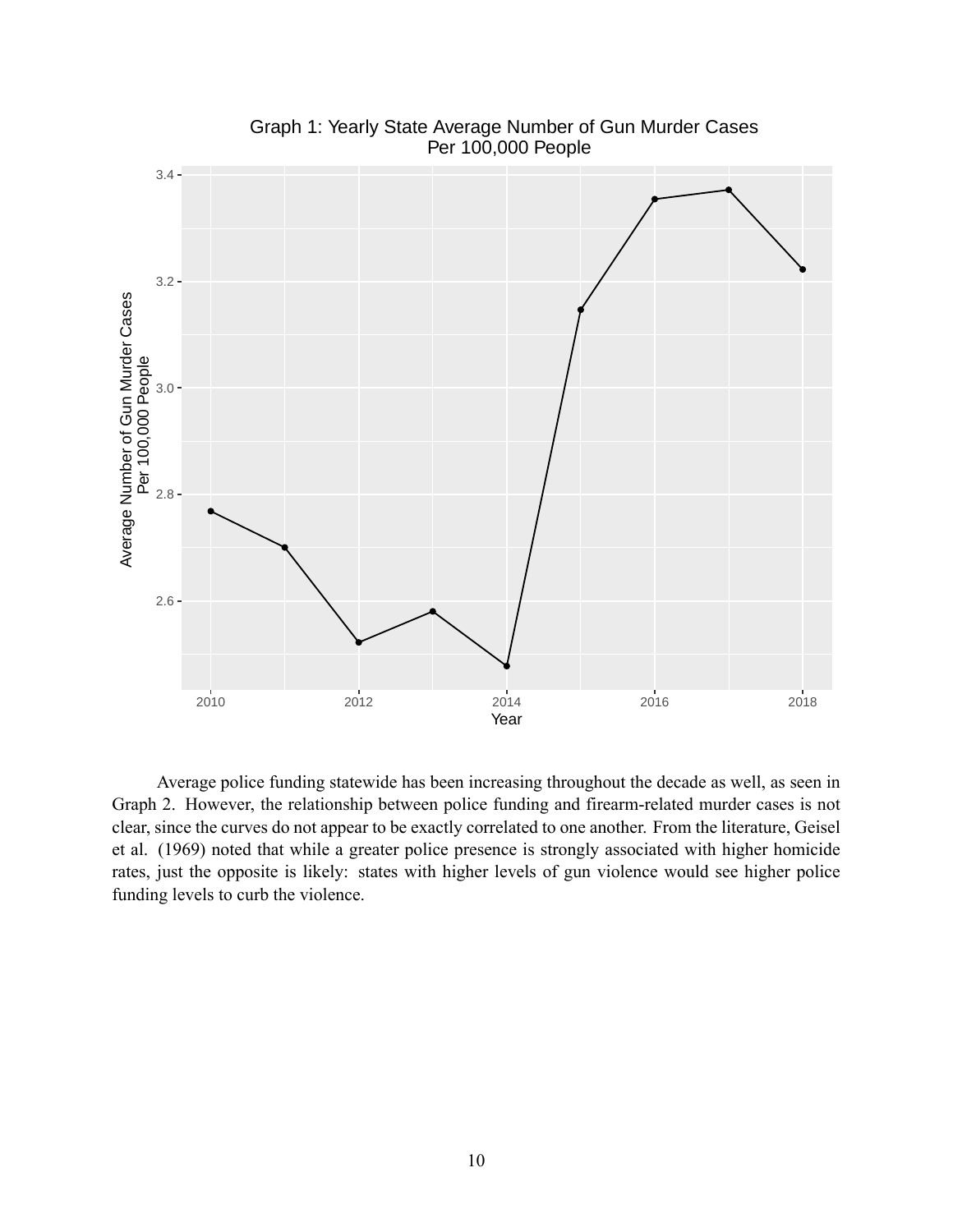Graph 1: Yearly State Average Number of Gun Murder Cases Per 100,000 People

Average police funding statewide has been increasing throughout the decade as well, as seen in Graph 2. However, the relationship between police funding and firearm-related murder cases is not clear, since the curves do not appear to be exactly correlated to one another. From the literature, Geisel et al. (1969) noted that while a greater police presence is strongly associated with higher homicide rates, just the opposite is likely: states with higher levels of gun violence would see higher police funding levels to curb the violence.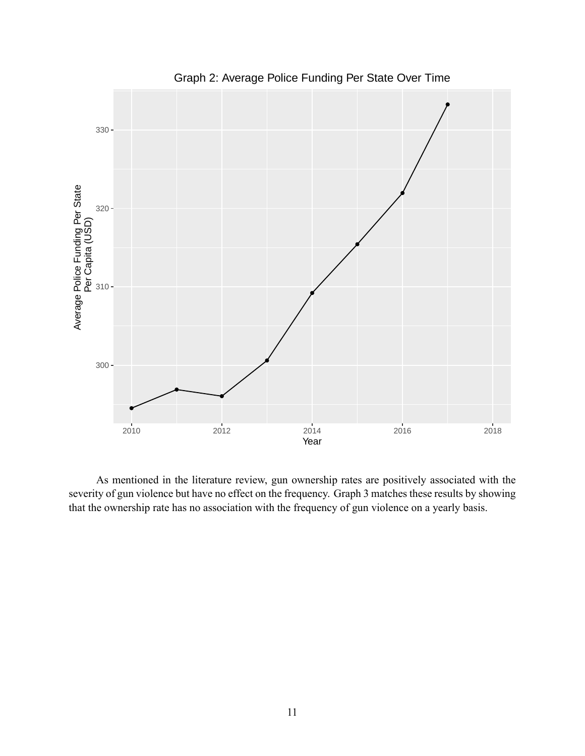Graph 2: Average Police Funding Per State Over Time

As mentioned in the literature review, gun ownership rates are positively associated with the severity of gun violence but have no effect on the frequency. Graph 3 matches these results by showing that the ownership rate has no association with the frequency of gun violence on a yearly basis.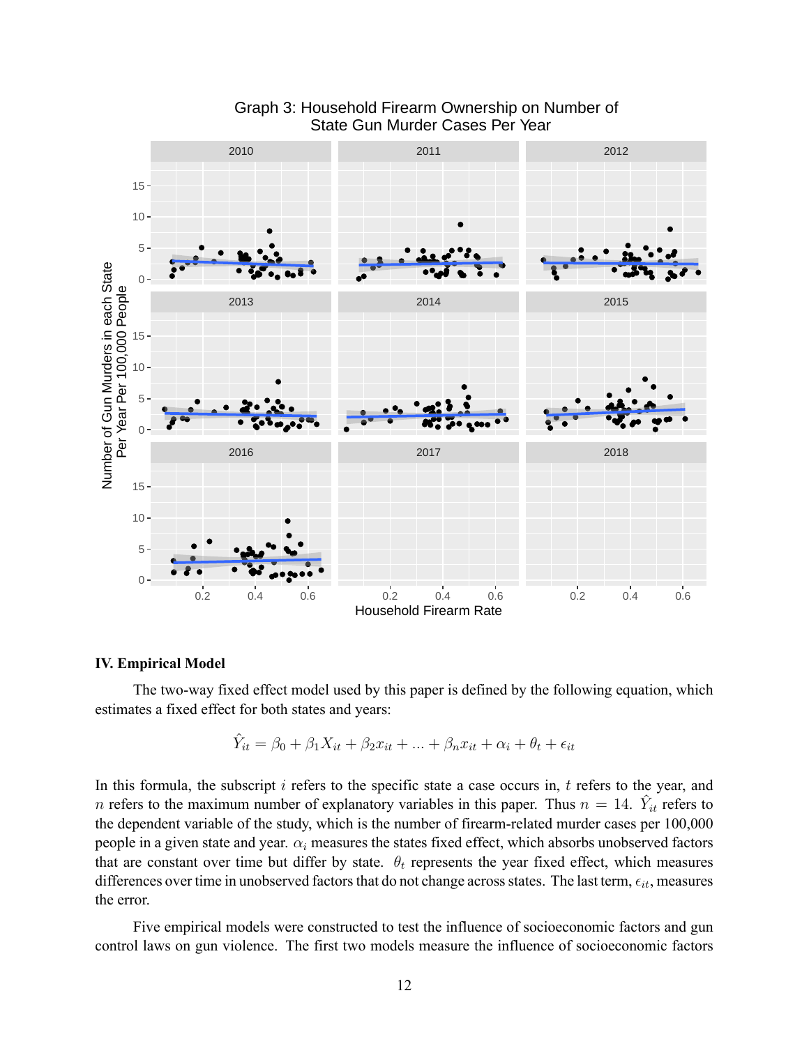Graph 3: Household Firearm Ownership on Number of State Gun Murder Cases Per Year

## IV. Empirical Model

The two-way fixed effect model used by this paper is defined by the following equation, which estimates a fixed effect for both states and years:

$$\hat{Y}_{it} = \beta_0 + \beta_1 X_{it} + \beta_2 x_{it} + ... + \beta_n x_{it} + \alpha_i + \theta_t + \epsilon_{it}$$

In this formula, the subscript $i$ refers to the specific state a case occurs in, $t$ refers to the year, and $n$ refers to the maximum number of explanatory variables in this paper. Thus $n = 14$. $\hat{Y}_{it}$ refers to the dependent variable of the study, which is the number of firearm-related murder cases per 100,000 people in a given state and year. $\alpha_i$ measures the states fixed effect, which absorbs unobserved factors that are constant over time but differ by state. $\theta_t$ represents the year fixed effect, which measures differences over time in unobserved factors that do not change across states. The last term, $\epsilon_{it}$, measures the error.

Five empirical models were constructed to test the influence of socioeconomic factors and gun control laws on gun violence. The first two models measure the influence of socioeconomic factors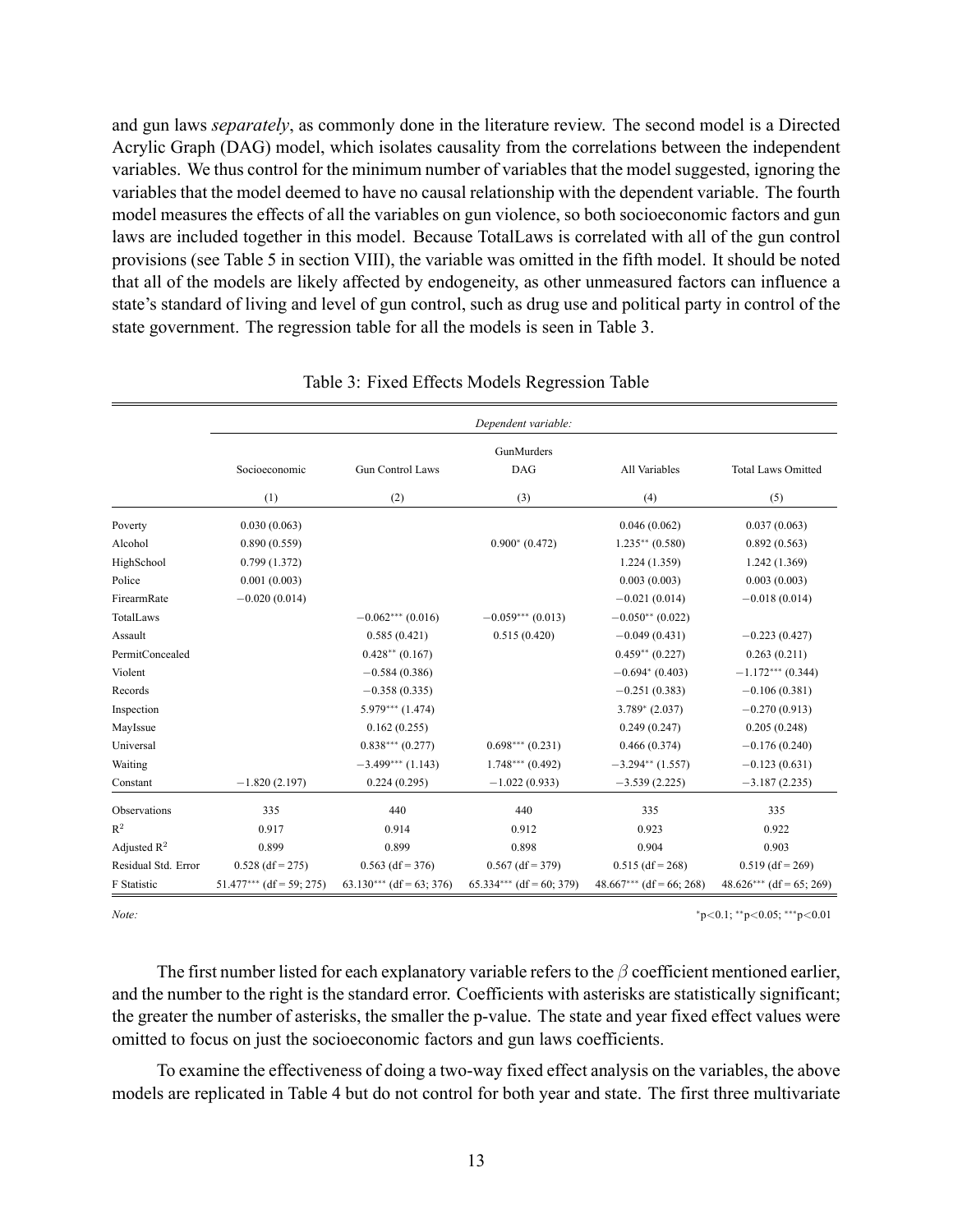and gun laws *separately*, as commonly done in the literature review. The second model is a Directed Acrylic Graph (DAG) model, which isolates causality from the correlations between the independent variables. We thus control for the minimum number of variables that the model suggested, ignoring the variables that the model deemed to have no causal relationship with the dependent variable. The fourth model measures the effects of all the variables on gun violence, so both socioeconomic factors and gun laws are included together in this model. Because TotalLaws is correlated with all of the gun control provisions (see Table 5 in section VIII), the variable was omitted in the fifth model. It should be noted that all of the models are likely affected by endogeneity, as other unmeasured factors can influence a state's standard of living and level of gun control, such as drug use and political party in control of the state government. The regression table for all the models is seen in Table 3.

Table 3: Fixed Effects Models Regression Table

| | *Dependent variable:* | | | | |
|---|---|---|---|---|---|
| | GunMurders | | | | |
| | Socioeconomic | Gun Control Laws | DAG | All Variables | Total Laws Omitted |
| | (1) | (2) | (3) | (4) | (5) |
| Poverty | 0.030 (0.063) | | | 0.046 (0.062) | 0.037 (0.063) |
| Alcohol | 0.890 (0.559) | | $0.900^{*}$ (0.472) | $1.235^{**}$ (0.580) | 0.892 (0.563) |
| HighSchool | 0.799 (1.372) | | | 1.224 (1.359) | 1.242 (1.369) |
| Police | 0.001 (0.003) | | | 0.003 (0.003) | 0.003 (0.003) |
| FirearmRate | −0.020 (0.014) | | | −0.021 (0.014) | −0.018 (0.014) |
| TotalLaws | | $-0.062^{***}$ (0.016) | $-0.059^{***}$ (0.013) | $-0.050^{**}$ (0.022) | |
| Assault | | 0.585 (0.421) | 0.515 (0.420) | −0.049 (0.431) | −0.223 (0.427) |
| PermitConcealed | | $0.428^{**}$ (0.167) | | $0.459^{**}$ (0.227) | 0.263 (0.211) |
| Violent | | −0.584 (0.386) | | $-0.694^{*}$ (0.403) | $-1.172^{***}$ (0.344) |
| Records | | −0.358 (0.335) | | −0.251 (0.383) | −0.106 (0.381) |
| Inspection | | $5.979^{***}$ (1.474) | | $3.789^{*}$ (2.037) | −0.270 (0.913) |
| MayIssue | | 0.162 (0.255) | | 0.249 (0.247) | 0.205 (0.248) |
| Universal | | $0.838^{***}$ (0.277) | $0.698^{***}$ (0.231) | 0.466 (0.374) | −0.176 (0.240) |
| Waiting | | $-3.499^{***}$ (1.143) | $1.748^{***}$ (0.492) | $-3.294^{**}$ (1.557) | −0.123 (0.631) |
| Constant | −1.820 (2.197) | 0.224 (0.295) | −1.022 (0.933) | −3.539 (2.225) | −3.187 (2.235) |
| Observations | 335 | 440 | 440 | 335 | 335 |
| $R^2$ | 0.917 | 0.914 | 0.912 | 0.923 | 0.922 |
| Adjusted $R^2$ | 0.899 | 0.899 | 0.898 | 0.904 | 0.903 |
| Residual Std. Error | 0.528 (df = 275) | 0.563 (df = 376) | 0.567 (df = 379) | 0.515 (df = 268) | 0.519 (df = 269) |
| F Statistic | $51.477^{***}$ (df = 59; 275) | $63.130^{***}$ (df = 63; 376) | $65.334^{***}$ (df = 60; 379) | $48.667^{***}$ (df = 66; 268) | $48.626^{***}$ (df = 65; 269) |

*Note:* $^{*}$p<0.1; $^{**}$p<0.05; $^{***}$p<0.01

The first number listed for each explanatory variable refers to the $\beta$ coefficient mentioned earlier, and the number to the right is the standard error. Coefficients with asterisks are statistically significant; the greater the number of asterisks, the smaller the p-value. The state and year fixed effect values were omitted to focus on just the socioeconomic factors and gun laws coefficients.

To examine the effectiveness of doing a two-way fixed effect analysis on the variables, the above models are replicated in Table 4 but do not control for both year and state. The first three multivariate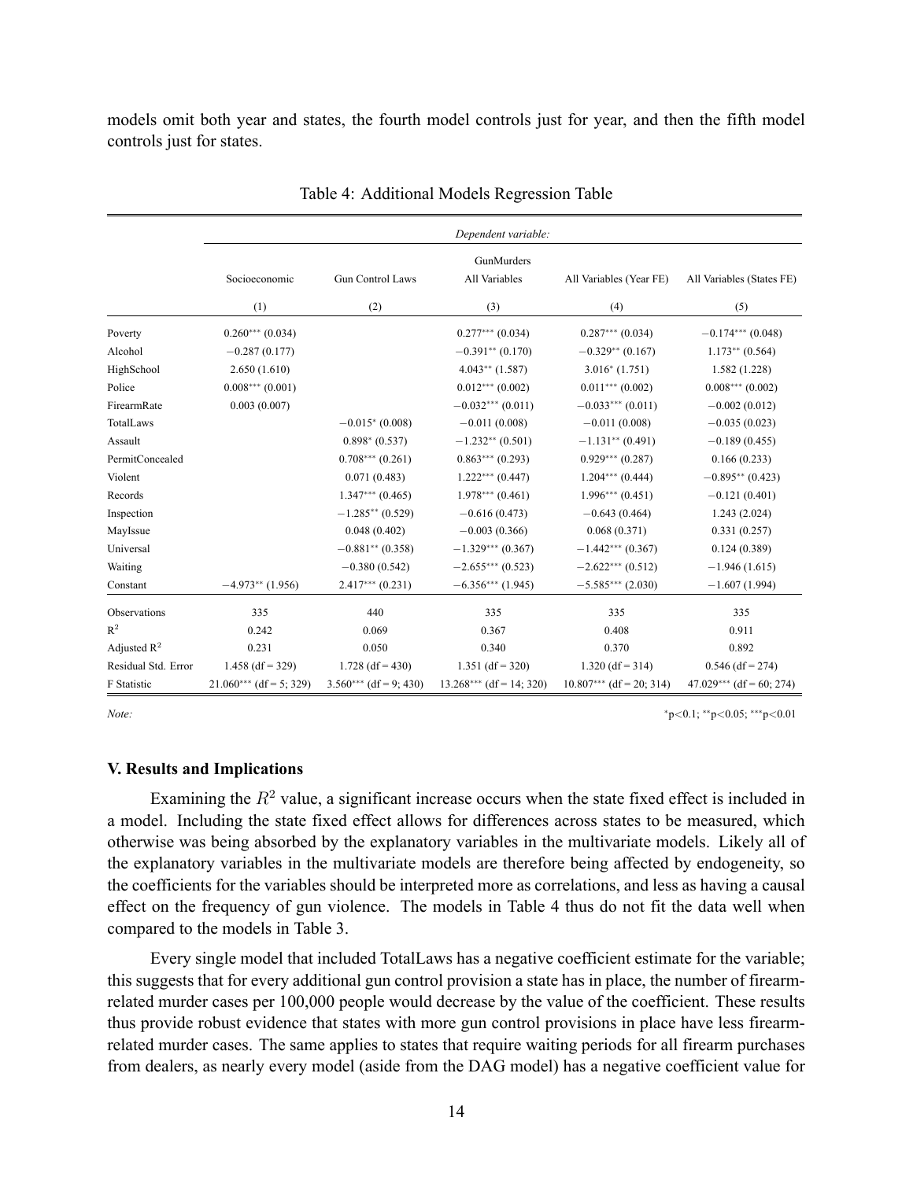models omit both year and states, the fourth model controls just for year, and then the fifth model controls just for states.

Table 4: Additional Models Regression Table

| | *Dependent variable:* | | | | |
|---|---|---|---|---|---|
| | GunMurders | | | | |
| | Socioeconomic | Gun Control Laws | All Variables | All Variables (Year FE) | All Variables (States FE) |
| | (1) | (2) | (3) | (4) | (5) |
| Poverty | $0.260^{***}$ (0.034) | | $0.277^{***}$ (0.034) | $0.287^{***}$ (0.034) | $-0.174^{***}$ (0.048) |
| Alcohol | $-0.287$ (0.177) | | $-0.391^{**}$ (0.170) | $-0.329^{**}$ (0.167) | $1.173^{**}$ (0.564) |
| HighSchool | 2.650 (1.610) | | $4.043^{**}$ (1.587) | $3.016^{*}$ (1.751) | 1.582 (1.228) |
| Police | $0.008^{***}$ (0.001) | | $0.012^{***}$ (0.002) | $0.011^{***}$ (0.002) | $0.008^{***}$ (0.002) |
| FirearmRate | 0.003 (0.007) | | $-0.032^{***}$ (0.011) | $-0.033^{***}$ (0.011) | $-0.002$ (0.012) |
| TotalLaws | | $-0.015^{*}$ (0.008) | $-0.011$ (0.008) | $-0.011$ (0.008) | $-0.035$ (0.023) |
| Assault | | $0.898^{*}$ (0.537) | $-1.232^{**}$ (0.501) | $-1.131^{**}$ (0.491) | $-0.189$ (0.455) |
| PermitConcealed | | $0.708^{***}$ (0.261) | $0.863^{***}$ (0.293) | $0.929^{***}$ (0.287) | 0.166 (0.233) |
| Violent | | 0.071 (0.483) | $1.222^{***}$ (0.447) | $1.204^{***}$ (0.444) | $-0.895^{**}$ (0.423) |
| Records | | $1.347^{***}$ (0.465) | $1.978^{***}$ (0.461) | $1.996^{***}$ (0.451) | $-0.121$ (0.401) |
| Inspection | | $-1.285^{**}$ (0.529) | $-0.616$ (0.473) | $-0.643$ (0.464) | 1.243 (2.024) |
| MayIssue | | 0.048 (0.402) | $-0.003$ (0.366) | 0.068 (0.371) | 0.331 (0.257) |
| Universal | | $-0.881^{**}$ (0.358) | $-1.329^{***}$ (0.367) | $-1.442^{***}$ (0.367) | 0.124 (0.389) |
| Waiting | | $-0.380$ (0.542) | $-2.655^{***}$ (0.523) | $-2.622^{***}$ (0.512) | $-1.946$ (1.615) |
| Constant | $-4.973^{**}$ (1.956) | $2.417^{***}$ (0.231) | $-6.356^{***}$ (1.945) | $-5.585^{***}$ (2.030) | $-1.607$ (1.994) |
| Observations | 335 | 440 | 335 | 335 | 335 |
| $R^2$ | 0.242 | 0.069 | 0.367 | 0.408 | 0.911 |
| Adjusted $R^2$ | 0.231 | 0.050 | 0.340 | 0.370 | 0.892 |
| Residual Std. Error | 1.458 (df = 329) | 1.728 (df = 430) | 1.351 (df = 320) | 1.320 (df = 314) | 0.546 (df = 274) |
| F Statistic | $21.060^{***}$ (df = 5; 329) | $3.560^{***}$ (df = 9; 430) | $13.268^{***}$ (df = 14; 320) | $10.807^{***}$ (df = 20; 314) | $47.029^{***}$ (df = 60; 274) |

*Note:* $^{*}$p<0.1; $^{**}$p<0.05; $^{***}$p<0.01

### V. Results and Implications

Examining the $R^2$ value, a significant increase occurs when the state fixed effect is included in a model. Including the state fixed effect allows for differences across states to be measured, which otherwise was being absorbed by the explanatory variables in the multivariate models. Likely all of the explanatory variables in the multivariate models are therefore being affected by endogeneity, so the coefficients for the variables should be interpreted more as correlations, and less as having a causal effect on the frequency of gun violence. The models in Table 4 thus do not fit the data well when compared to the models in Table 3.

Every single model that included TotalLaws has a negative coefficient estimate for the variable; this suggests that for every additional gun control provision a state has in place, the number of firearm-related murder cases per 100,000 people would decrease by the value of the coefficient. These results thus provide robust evidence that states with more gun control provisions in place have less firearm-related murder cases. The same applies to states that require waiting periods for all firearm purchases from dealers, as nearly every model (aside from the DAG model) has a negative coefficient value for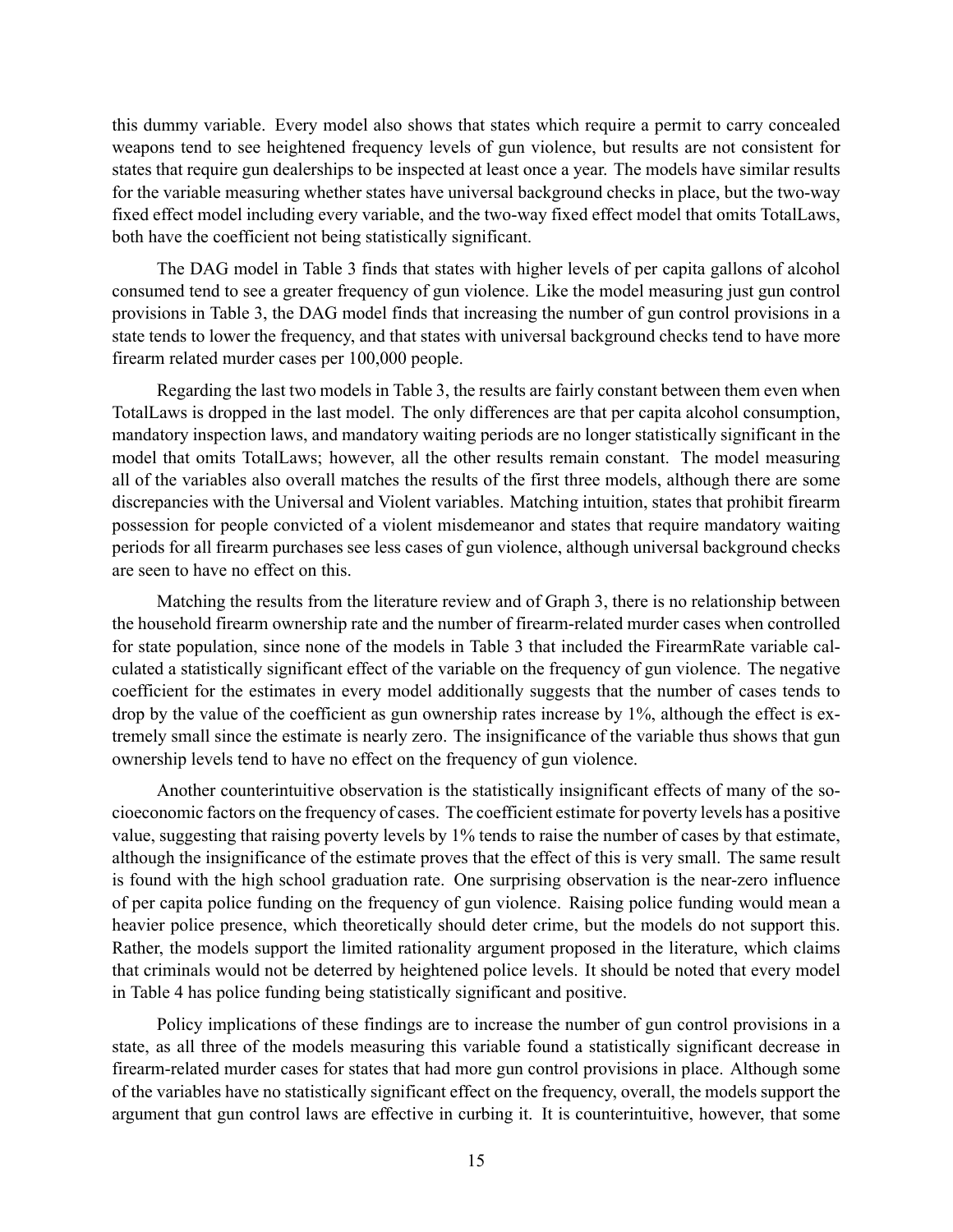this dummy variable. Every model also shows that states which require a permit to carry concealed weapons tend to see heightened frequency levels of gun violence, but results are not consistent for states that require gun dealerships to be inspected at least once a year. The models have similar results for the variable measuring whether states have universal background checks in place, but the two-way fixed effect model including every variable, and the two-way fixed effect model that omits TotalLaws, both have the coefficient not being statistically significant.

The DAG model in Table 3 finds that states with higher levels of per capita gallons of alcohol consumed tend to see a greater frequency of gun violence. Like the model measuring just gun control provisions in Table 3, the DAG model finds that increasing the number of gun control provisions in a state tends to lower the frequency, and that states with universal background checks tend to have more firearm related murder cases per 100,000 people.

Regarding the last two models in Table 3, the results are fairly constant between them even when TotalLaws is dropped in the last model. The only differences are that per capita alcohol consumption, mandatory inspection laws, and mandatory waiting periods are no longer statistically significant in the model that omits TotalLaws; however, all the other results remain constant. The model measuring all of the variables also overall matches the results of the first three models, although there are some discrepancies with the Universal and Violent variables. Matching intuition, states that prohibit firearm possession for people convicted of a violent misdemeanor and states that require mandatory waiting periods for all firearm purchases see less cases of gun violence, although universal background checks are seen to have no effect on this.

Matching the results from the literature review and of Graph 3, there is no relationship between the household firearm ownership rate and the number of firearm-related murder cases when controlled for state population, since none of the models in Table 3 that included the FirearmRate variable calculated a statistically significant effect of the variable on the frequency of gun violence. The negative coefficient for the estimates in every model additionally suggests that the number of cases tends to drop by the value of the coefficient as gun ownership rates increase by 1%, although the effect is extremely small since the estimate is nearly zero. The insignificance of the variable thus shows that gun ownership levels tend to have no effect on the frequency of gun violence.

Another counterintuitive observation is the statistically insignificant effects of many of the socioeconomic factors on the frequency of cases. The coefficient estimate for poverty levels has a positive value, suggesting that raising poverty levels by 1% tends to raise the number of cases by that estimate, although the insignificance of the estimate proves that the effect of this is very small. The same result is found with the high school graduation rate. One surprising observation is the near-zero influence of per capita police funding on the frequency of gun violence. Raising police funding would mean a heavier police presence, which theoretically should deter crime, but the models do not support this. Rather, the models support the limited rationality argument proposed in the literature, which claims that criminals would not be deterred by heightened police levels. It should be noted that every model in Table 4 has police funding being statistically significant and positive.

Policy implications of these findings are to increase the number of gun control provisions in a state, as all three of the models measuring this variable found a statistically significant decrease in firearm-related murder cases for states that had more gun control provisions in place. Although some of the variables have no statistically significant effect on the frequency, overall, the models support the argument that gun control laws are effective in curbing it. It is counterintuitive, however, that some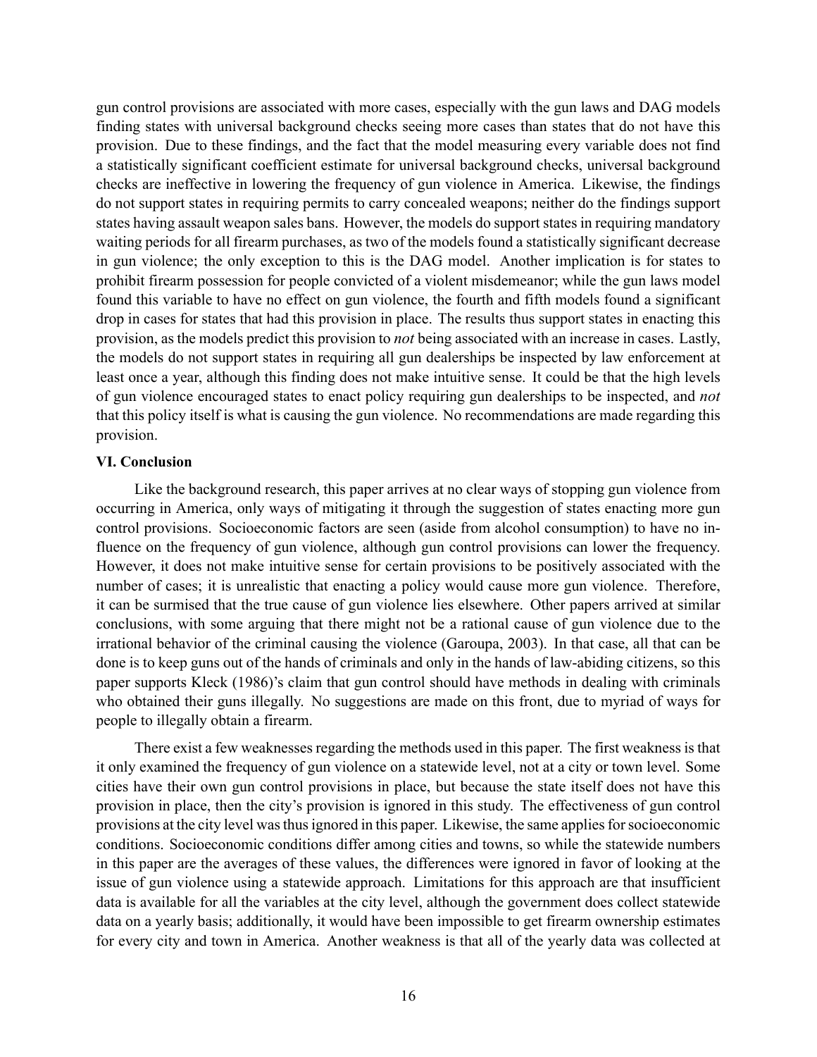gun control provisions are associated with more cases, especially with the gun laws and DAG models finding states with universal background checks seeing more cases than states that do not have this provision. Due to these findings, and the fact that the model measuring every variable does not find a statistically significant coefficient estimate for universal background checks, universal background checks are ineffective in lowering the frequency of gun violence in America. Likewise, the findings do not support states in requiring permits to carry concealed weapons; neither do the findings support states having assault weapon sales bans. However, the models do support states in requiring mandatory waiting periods for all firearm purchases, as two of the models found a statistically significant decrease in gun violence; the only exception to this is the DAG model. Another implication is for states to prohibit firearm possession for people convicted of a violent misdemeanor; while the gun laws model found this variable to have no effect on gun violence, the fourth and fifth models found a significant drop in cases for states that had this provision in place. The results thus support states in enacting this provision, as the models predict this provision to *not* being associated with an increase in cases. Lastly, the models do not support states in requiring all gun dealerships be inspected by law enforcement at least once a year, although this finding does not make intuitive sense. It could be that the high levels of gun violence encouraged states to enact policy requiring gun dealerships to be inspected, and *not* that this policy itself is what is causing the gun violence. No recommendations are made regarding this provision.

## VI. Conclusion

Like the background research, this paper arrives at no clear ways of stopping gun violence from occurring in America, only ways of mitigating it through the suggestion of states enacting more gun control provisions. Socioeconomic factors are seen (aside from alcohol consumption) to have no influence on the frequency of gun violence, although gun control provisions can lower the frequency. However, it does not make intuitive sense for certain provisions to be positively associated with the number of cases; it is unrealistic that enacting a policy would cause more gun violence. Therefore, it can be surmised that the true cause of gun violence lies elsewhere. Other papers arrived at similar conclusions, with some arguing that there might not be a rational cause of gun violence due to the irrational behavior of the criminal causing the violence (Garoupa, 2003). In that case, all that can be done is to keep guns out of the hands of criminals and only in the hands of law-abiding citizens, so this paper supports Kleck (1986)'s claim that gun control should have methods in dealing with criminals who obtained their guns illegally. No suggestions are made on this front, due to myriad of ways for people to illegally obtain a firearm.

There exist a few weaknesses regarding the methods used in this paper. The first weakness is that it only examined the frequency of gun violence on a statewide level, not at a city or town level. Some cities have their own gun control provisions in place, but because the state itself does not have this provision in place, then the city's provision is ignored in this study. The effectiveness of gun control provisions at the city level was thus ignored in this paper. Likewise, the same applies for socioeconomic conditions. Socioeconomic conditions differ among cities and towns, so while the statewide numbers in this paper are the averages of these values, the differences were ignored in favor of looking at the issue of gun violence using a statewide approach. Limitations for this approach are that insufficient data is available for all the variables at the city level, although the government does collect statewide data on a yearly basis; additionally, it would have been impossible to get firearm ownership estimates for every city and town in America. Another weakness is that all of the yearly data was collected at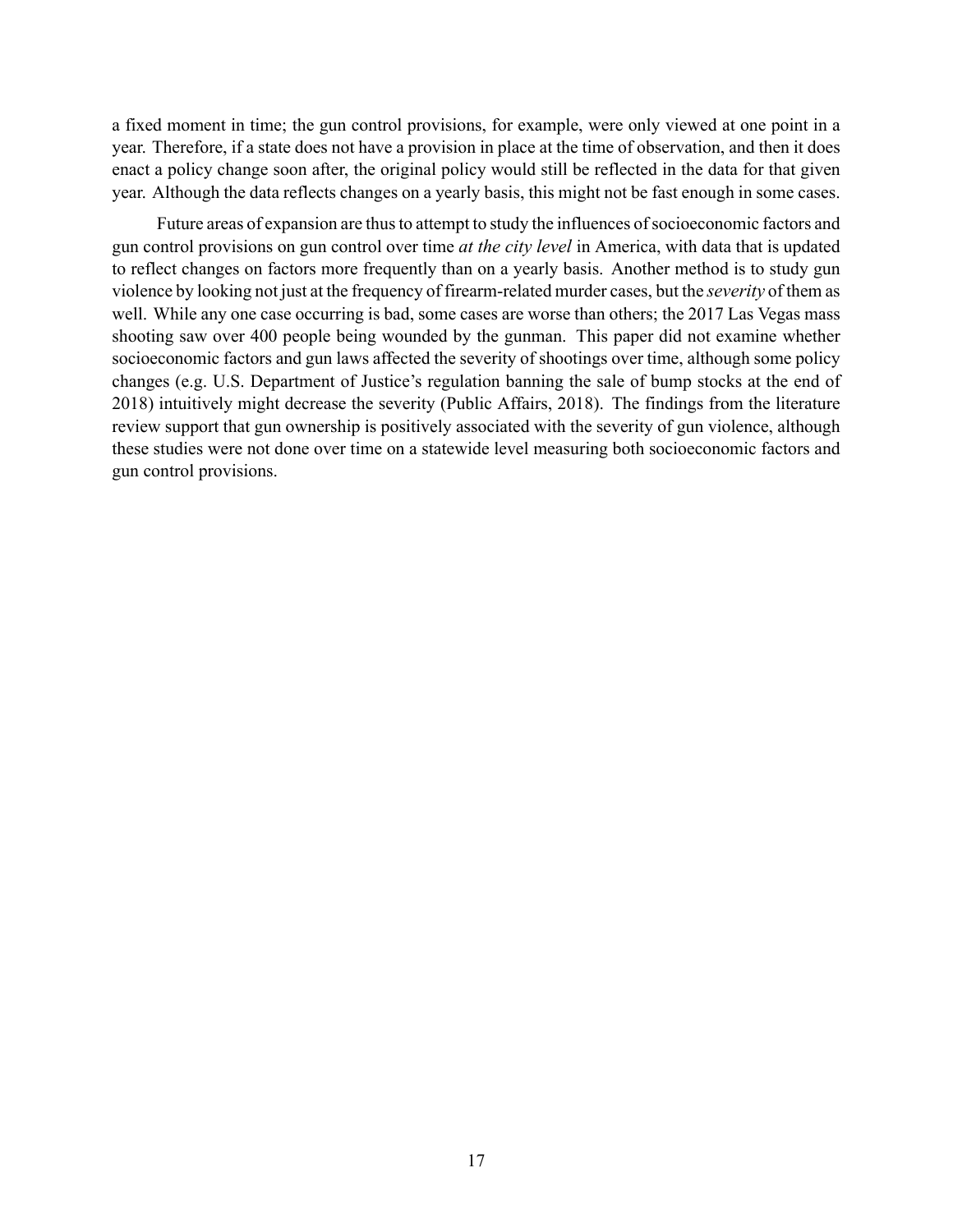a fixed moment in time; the gun control provisions, for example, were only viewed at one point in a year. Therefore, if a state does not have a provision in place at the time of observation, and then it does enact a policy change soon after, the original policy would still be reflected in the data for that given year. Although the data reflects changes on a yearly basis, this might not be fast enough in some cases.

Future areas of expansion are thus to attempt to study the influences of socioeconomic factors and gun control provisions on gun control over time *at the city level* in America, with data that is updated to reflect changes on factors more frequently than on a yearly basis. Another method is to study gun violence by looking not just at the frequency of firearm-related murder cases, but the *severity* of them as well. While any one case occurring is bad, some cases are worse than others; the 2017 Las Vegas mass shooting saw over 400 people being wounded by the gunman. This paper did not examine whether socioeconomic factors and gun laws affected the severity of shootings over time, although some policy changes (e.g. U.S. Department of Justice's regulation banning the sale of bump stocks at the end of 2018) intuitively might decrease the severity (Public Affairs, 2018). The findings from the literature review support that gun ownership is positively associated with the severity of gun violence, although these studies were not done over time on a statewide level measuring both socioeconomic factors and gun control provisions.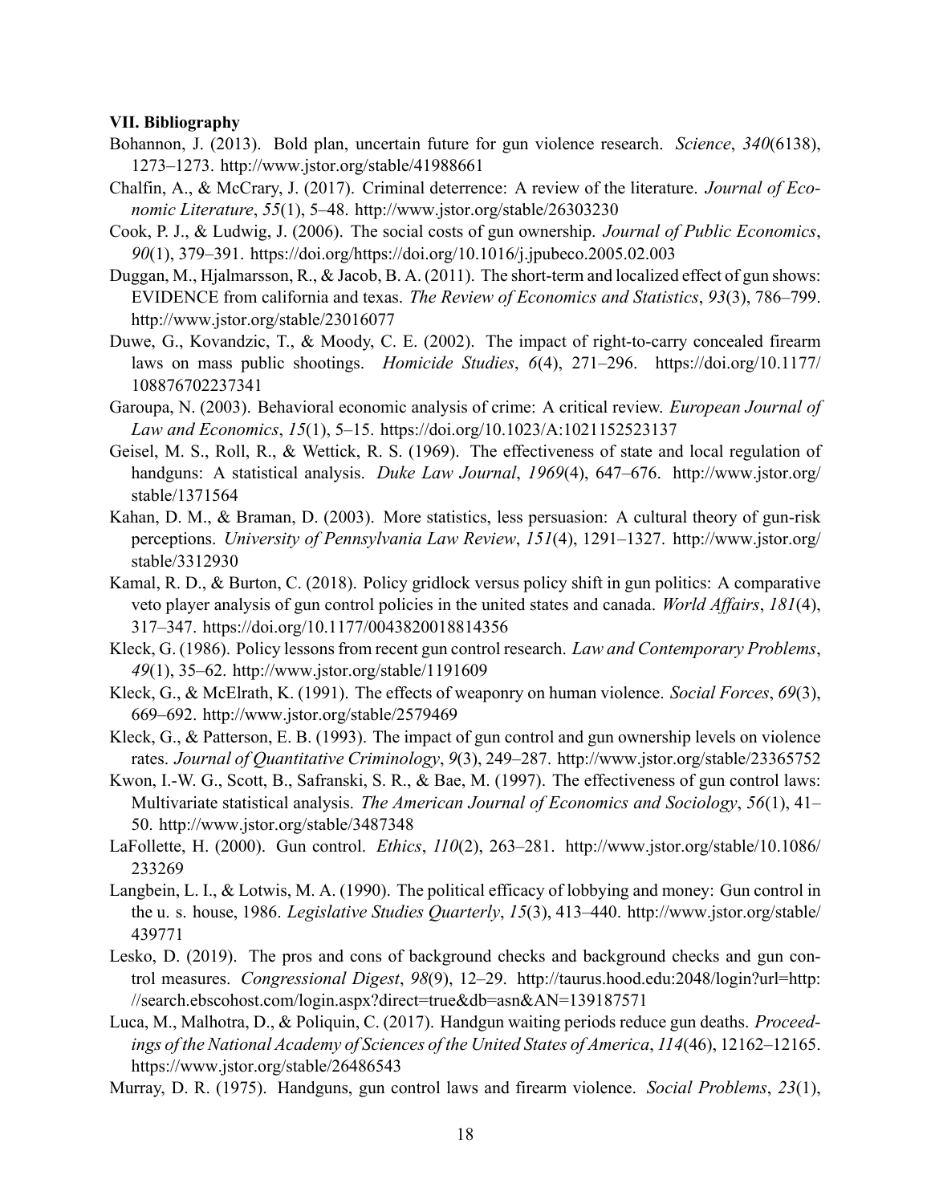**VII. Bibliography**

Bohannon, J. (2013). Bold plan, uncertain future for gun violence research. *Science*, *340*(6138), 1273–1273. http://www.jstor.org/stable/41988661

Chalfin, A., & McCrary, J. (2017). Criminal deterrence: A review of the literature. *Journal of Economic Literature*, *55*(1), 5–48. http://www.jstor.org/stable/26303230

Cook, P. J., & Ludwig, J. (2006). The social costs of gun ownership. *Journal of Public Economics*, *90*(1), 379–391. https://doi.org/https://doi.org/10.1016/j.jpubeco.2005.02.003

Duggan, M., Hjalmarsson, R., & Jacob, B. A. (2011). The short-term and localized effect of gun shows: EVIDENCE from california and texas. *The Review of Economics and Statistics*, *93*(3), 786–799. http://www.jstor.org/stable/23016077

Duwe, G., Kovandzic, T., & Moody, C. E. (2002). The impact of right-to-carry concealed firearm laws on mass public shootings. *Homicide Studies*, *6*(4), 271–296. https://doi.org/10.1177/108876702237341

Garoupa, N. (2003). Behavioral economic analysis of crime: A critical review. *European Journal of Law and Economics*, *15*(1), 5–15. https://doi.org/10.1023/A:1021152523137

Geisel, M. S., Roll, R., & Wettick, R. S. (1969). The effectiveness of state and local regulation of handguns: A statistical analysis. *Duke Law Journal*, *1969*(4), 647–676. http://www.jstor.org/stable/1371564

Kahan, D. M., & Braman, D. (2003). More statistics, less persuasion: A cultural theory of gun-risk perceptions. *University of Pennsylvania Law Review*, *151*(4), 1291–1327. http://www.jstor.org/stable/3312930

Kamal, R. D., & Burton, C. (2018). Policy gridlock versus policy shift in gun politics: A comparative veto player analysis of gun control policies in the united states and canada. *World Affairs*, *181*(4), 317–347. https://doi.org/10.1177/0043820018814356

Kleck, G. (1986). Policy lessons from recent gun control research. *Law and Contemporary Problems*, *49*(1), 35–62. http://www.jstor.org/stable/1191609

Kleck, G., & McElrath, K. (1991). The effects of weaponry on human violence. *Social Forces*, *69*(3), 669–692. http://www.jstor.org/stable/2579469

Kleck, G., & Patterson, E. B. (1993). The impact of gun control and gun ownership levels on violence rates. *Journal of Quantitative Criminology*, *9*(3), 249–287. http://www.jstor.org/stable/23365752

Kwon, I.-W. G., Scott, B., Safranski, S. R., & Bae, M. (1997). The effectiveness of gun control laws: Multivariate statistical analysis. *The American Journal of Economics and Sociology*, *56*(1), 41–50. http://www.jstor.org/stable/3487348

LaFollette, H. (2000). Gun control. *Ethics*, *110*(2), 263–281. http://www.jstor.org/stable/10.1086/233269

Langbein, L. I., & Lotwis, M. A. (1990). The political efficacy of lobbying and money: Gun control in the u. s. house, 1986. *Legislative Studies Quarterly*, *15*(3), 413–440. http://www.jstor.org/stable/439771

Lesko, D. (2019). The pros and cons of background checks and background checks and gun control measures. *Congressional Digest*, *98*(9), 12–29. http://taurus.hood.edu:2048/login?url=http://search.ebscohost.com/login.aspx?direct=true&db=asn&AN=139187571

Luca, M., Malhotra, D., & Poliquin, C. (2017). Handgun waiting periods reduce gun deaths. *Proceedings of the National Academy of Sciences of the United States of America*, *114*(46), 12162–12165. https://www.jstor.org/stable/26486543

Murray, D. R. (1975). Handguns, gun control laws and firearm violence. *Social Problems*, *23*(1),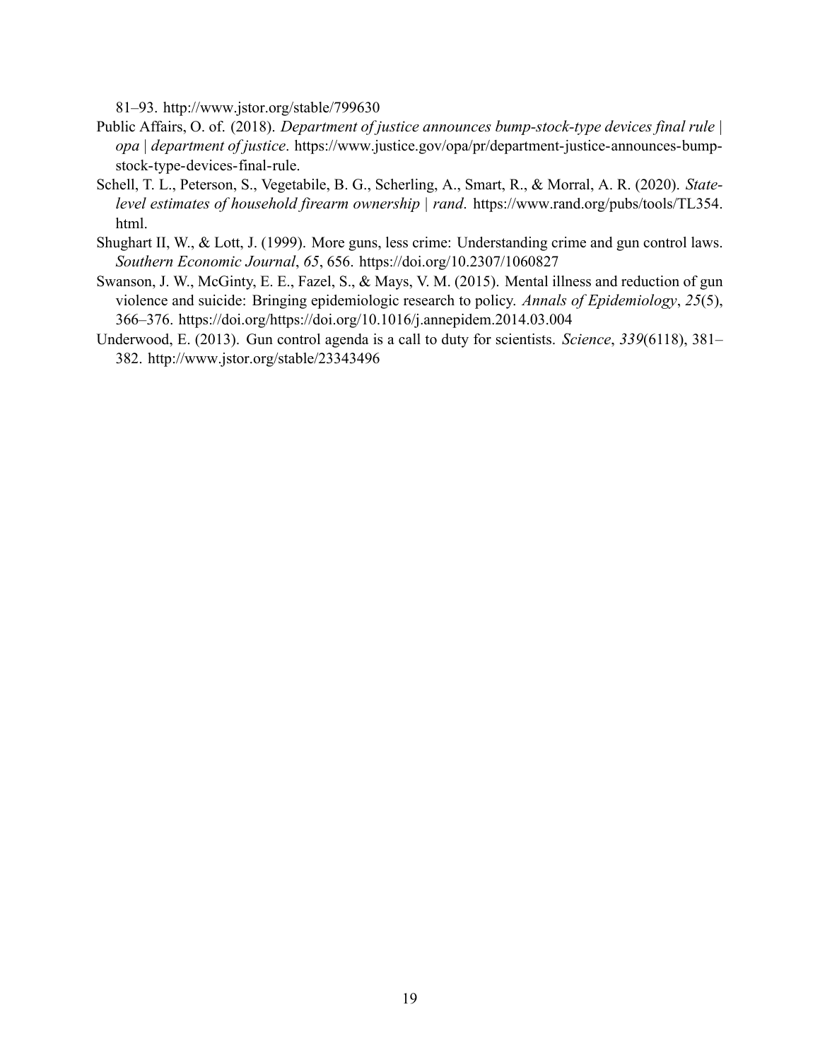81–93. http://www.jstor.org/stable/799630

Public Affairs, O. of. (2018). *Department of justice announces bump-stock-type devices final rule | opa | department of justice*. https://www.justice.gov/opa/pr/department-justice-announces-bump-stock-type-devices-final-rule.

Schell, T. L., Peterson, S., Vegetabile, B. G., Scherling, A., Smart, R., & Morral, A. R. (2020). *State-level estimates of household firearm ownership | rand*. https://www.rand.org/pubs/tools/TL354.html.

Shughart II, W., & Lott, J. (1999). More guns, less crime: Understanding crime and gun control laws. *Southern Economic Journal*, *65*, 656. https://doi.org/10.2307/1060827

Swanson, J. W., McGinty, E. E., Fazel, S., & Mays, V. M. (2015). Mental illness and reduction of gun violence and suicide: Bringing epidemiologic research to policy. *Annals of Epidemiology*, *25*(5), 366–376. https://doi.org/https://doi.org/10.1016/j.annepidem.2014.03.004

Underwood, E. (2013). Gun control agenda is a call to duty for scientists. *Science*, *339*(6118), 381–382. http://www.jstor.org/stable/23343496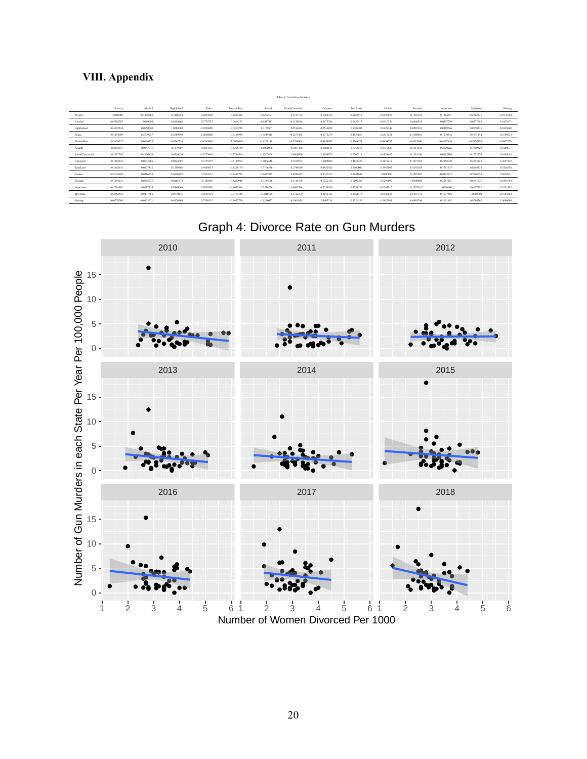## VIII. Appendix

Table 5: Correlation Statistics

| | Poverty | Alcohol | HighSchool | Police | FirearmRate | Assault | PermitConcealed | Universal | TotalLaws | Violent | Records | Inspection | Mayissue | Waiting |
|---|---|---|---|---|---|---|---|---|---|---|---|---|---|---|
| Poverty | 1.0000000 | -0.4308702 | -0.4102324 | -0.3094609 | 0.2839222 | -0.2292397 | 0.1117195 | -0.1382216 | -0.3168913 | -0.2143956 | -0.1104121 | -0.1216991 | -0.2962835 | -0.0778764 |
| Alcohol | -0.4308702 | 1.0000000 | 0.0150660 | 0.2779727 | 0.0604175 | -0.0847911 | -0.1130816 | 0.0675286 | -0.0637412 | -0.0516236 | 0.0606935 | 0.0297759 | 0.0277688 | -0.0153671 |
| HighSchool | -0.4102324 | 0.0150660 | 1.0000000 | -0.2509690 | -0.0262258 | 0.1179007 | 0.0516034 | -0.0516085 | 0.1389301 | 0.0629249 | 0.0285674 | 0.0349066 | 0.0770535 | -0.0120369 |
| Police | -0.3094609 | 0.2779727 | -0.2509690 | 1.0000000 | -0.4365989 | 0.4644415 | -0.2273465 | 0.3375279 | 0.4536057 | 0.2513231 | 0.3180856 | 0.1670342 | 0.4691444 | 0.2790332 |
| FirearmRate | 0.2839222 | 0.0604175 | -0.0262258 | -0.4365989 | 1.0000000 | -0.6268189 | -0.2786904 | -0.4159997 | -0.8268174 | -0.4494751 | -0.4217940 | -0.4097616 | -0.7474586 | -0.4972776 |
| Assault | -0.2292397 | -0.0847911 | 0.1179007 | 0.4644415 | -0.6268189 | 1.0000000 | 0.1207408 | 0.4002646 | 0.7766536 | 0.4417829 | 0.3114526 | 0.2510226 | 0.7010529 | 0.1280077 |
| PermitConcealed | 0.1117195 | -0.1130816 | 0.0516034 | -0.2273465 | -0.2786904 | 0.1207408 | 1.0000000 | 0.1189873 | 0.2740519 | 0.0924632 | 0.1118198 | 0.0695384 | 0.1722279 | 0.1005038 |
| Universal | -0.1382216 | 0.0675286 | -0.0516085 | 0.3375279 | -0.4159997 | 0.4002646 | 0.1189873 | 1.0000000 | 0.4852426 | 0.3037212 | 0.7221766 | 0.2558030 | 0.4845323 | 0.3697118 |
| TotalLaws | -0.3168913 | -0.0637412 | 0.1389301 | 0.4536057 | -0.8268174 | 0.7766536 | 0.2740519 | 0.4852426 | 1.0000000 | 0.5942045 | 0.5192185 | 0.2781537 | 0.8064318 | 0.5326556 |
| Violent | -0.2143956 | -0.0516236 | 0.0629249 | 0.2513231 | -0.4494751 | 0.4417829 | 0.0924632 | 0.3037212 | 0.5942045 | 1.0000000 | 0.3297097 | -0.0565817 | 0.5368656 | 0.5025911 |
| Records | -0.1104121 | 0.0606935 | 0.0285674 | 0.3180856 | -0.4217940 | 0.3114526 | 0.1118198 | 0.7221766 | 0.5192185 | 0.3297097 | 1.0000000 | 0.2767261 | 0.5047735 | 0.6493764 |
| Inspection | -0.1216991 | 0.0297759 | 0.0349066 | 0.1670342 | -0.4097616 | 0.2510226 | 0.0695384 | 0.2558030 | 0.2781537 | -0.0565817 | 0.2767261 | 1.0000000 | 0.4037582 | 0.3151982 |
| Mayissue | -0.2962835 | 0.0277688 | 0.0770535 | 0.4691444 | -0.7474586 | 0.7010529 | 0.1722279 | 0.4845323 | 0.8064318 | 0.5368656 | 0.5047735 | 0.4037582 | 1.0000000 | 0.4784262 |
| Waiting | -0.0778764 | -0.0153671 | -0.0120369 | 0.2790332 | -0.4972776 | 0.1280077 | 0.1005038 | 0.3697118 | 0.5326556 | 0.5025911 | 0.6493764 | 0.3151982 | 0.4784262 | 1.0000000 |

Graph 4: Divorce Rate on Gun Murders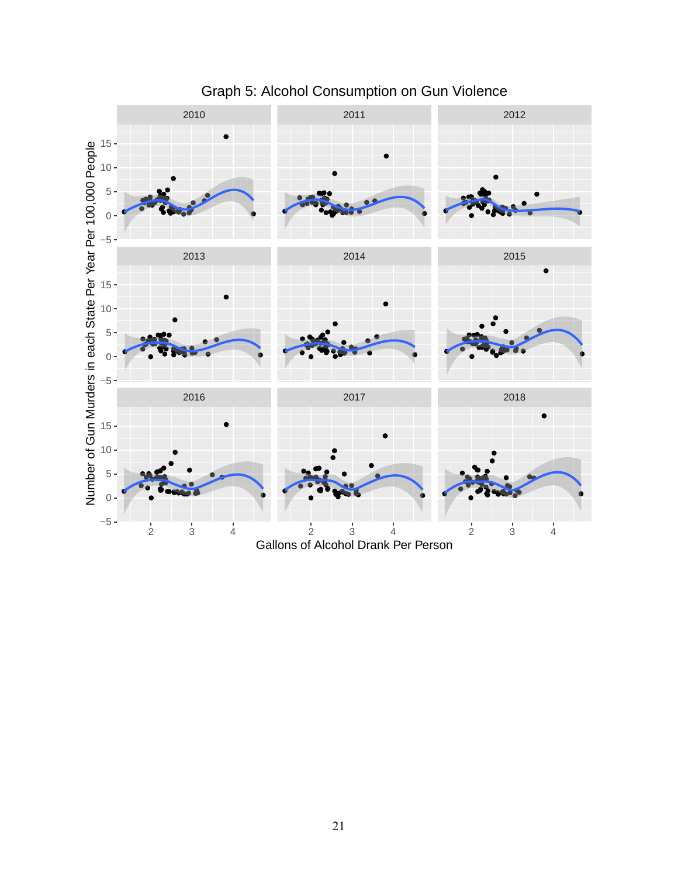Graph 5: Alcohol Consumption on Gun Violence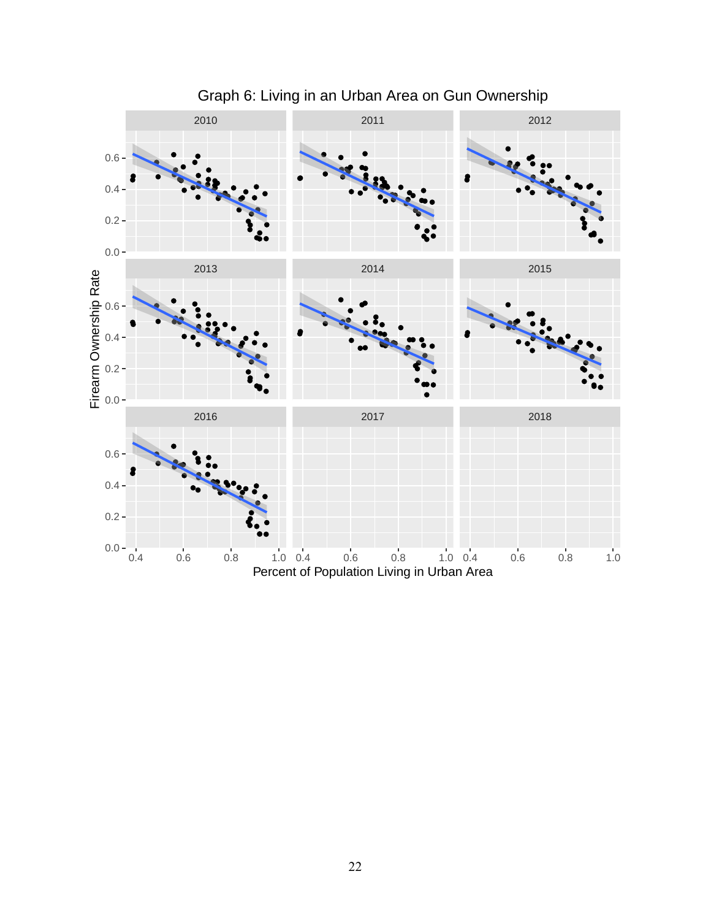Graph 6: Living in an Urban Area on Gun Ownership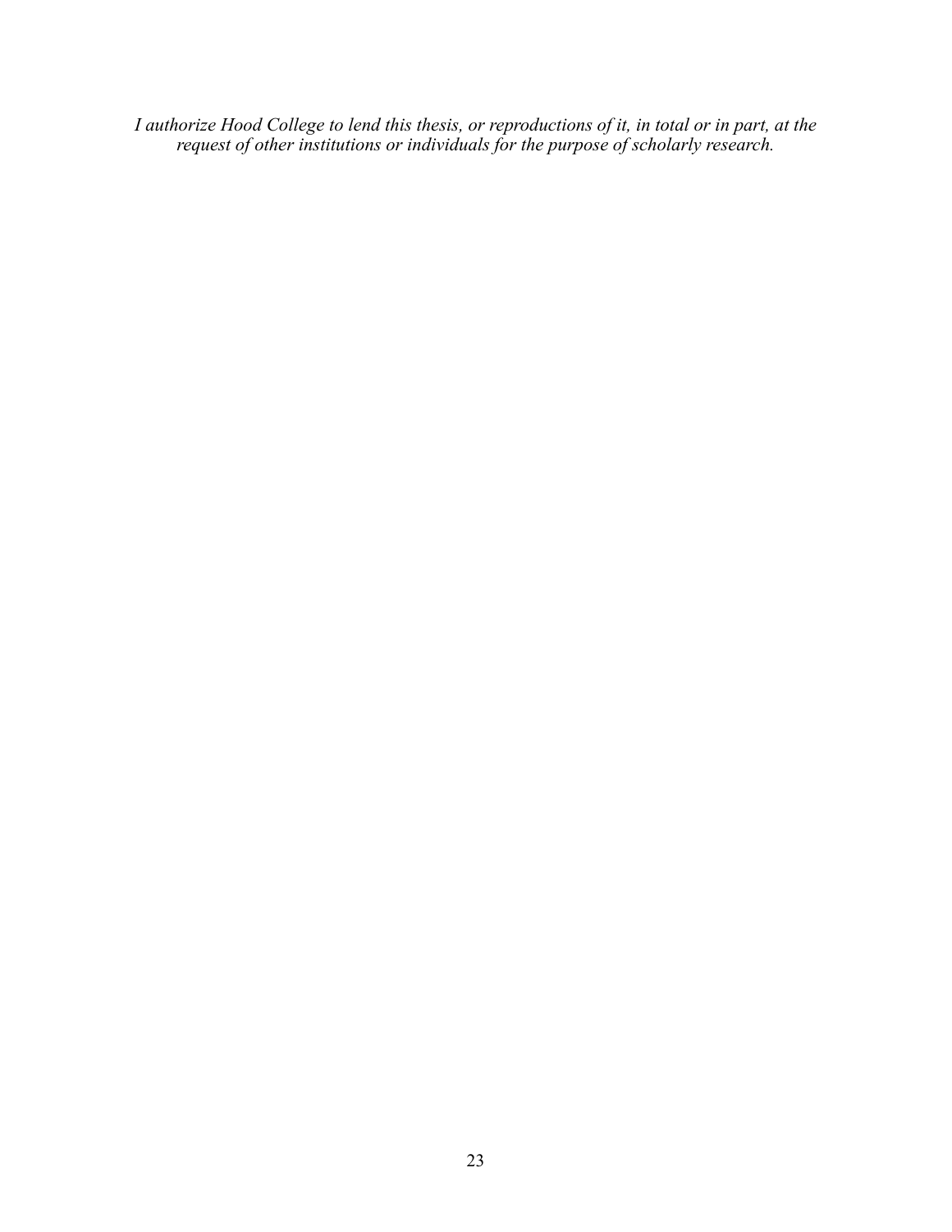*I authorize Hood College to lend this thesis, or reproductions of it, in total or in part, at the request of other institutions or individuals for the purpose of scholarly research.*